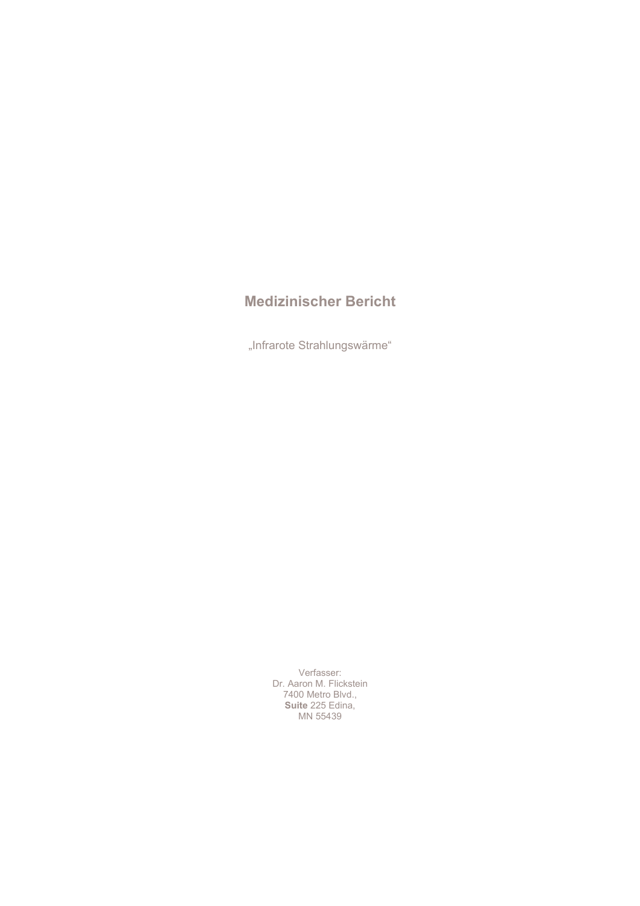# Medizinischer Bericht

„Infrarote Strahlungswärme“

Verfasser:
Dr. Aaron M. Flickstein
7400 Metro Blvd.,
**Suite** 225 Edina,
MN 55439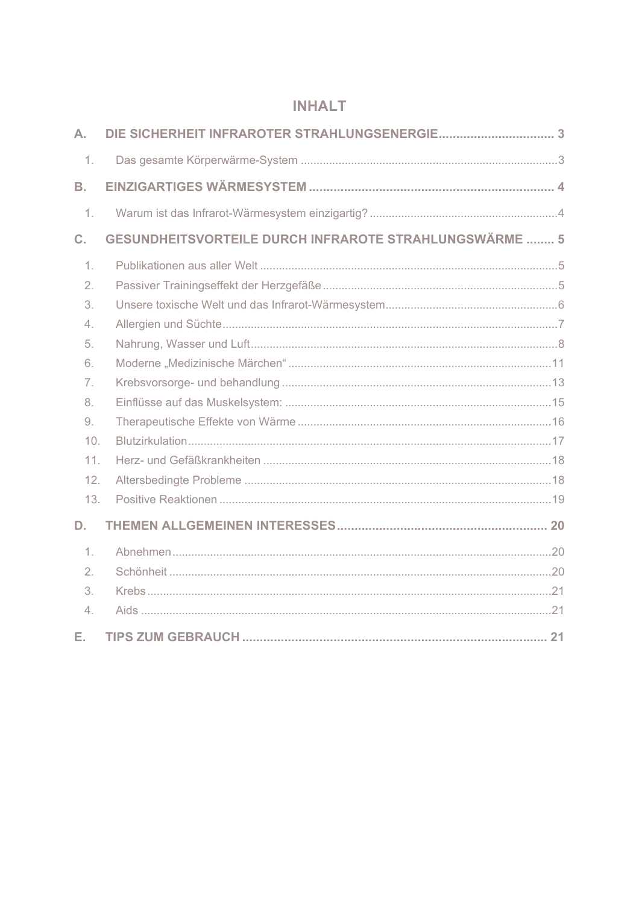# INHALT

**A. DIE SICHERHEIT INFRAROTER STRAHLUNGSENERGIE ................................ 3**

1. Das gesamte Körperwärme-System ................................................................................3

**B. EINZIGARTIGES WÄRMESYSTEM ..................................................................... 4**

1. Warum ist das Infrarot-Wärmesystem einzigartig? ..........................................................4

**C. GESUNDHEITSVORTEILE DURCH INFRAROTE STRAHLUNGSWÄRME ........ 5**

1. Publikationen aus aller Welt .............................................................................................5
2. Passiver Trainingseffekt der Herzgefäße ..........................................................................5
3. Unsere toxische Welt und das Infrarot-Wärmesystem......................................................6
4. Allergien und Süchte..........................................................................................................7
5. Nahrung, Wasser und Luft.................................................................................................8
6. Moderne „Medizinische Märchen“ ...................................................................................11
7. Krebsvorsorge- und behandlung .....................................................................................13
8. Einflüsse auf das Muskelsystem: ....................................................................................15
9. Therapeutische Effekte von Wärme ................................................................................16
10. Blutzirkulation..................................................................................................................17
11. Herz- und Gefäßkrankheiten ...........................................................................................18
12. Altersbedingte Probleme .................................................................................................18
13. Positive Reaktionen ........................................................................................................19

**D. THEMEN ALLGEMEINEN INTERESSES........................................................... 20**

1. Abnehmen.......................................................................................................................20
2. Schönheit ........................................................................................................................20
3. Krebs...............................................................................................................................21
4. Aids .................................................................................................................................21

**E. TIPS ZUM GEBRAUCH ....................................................................................... 21**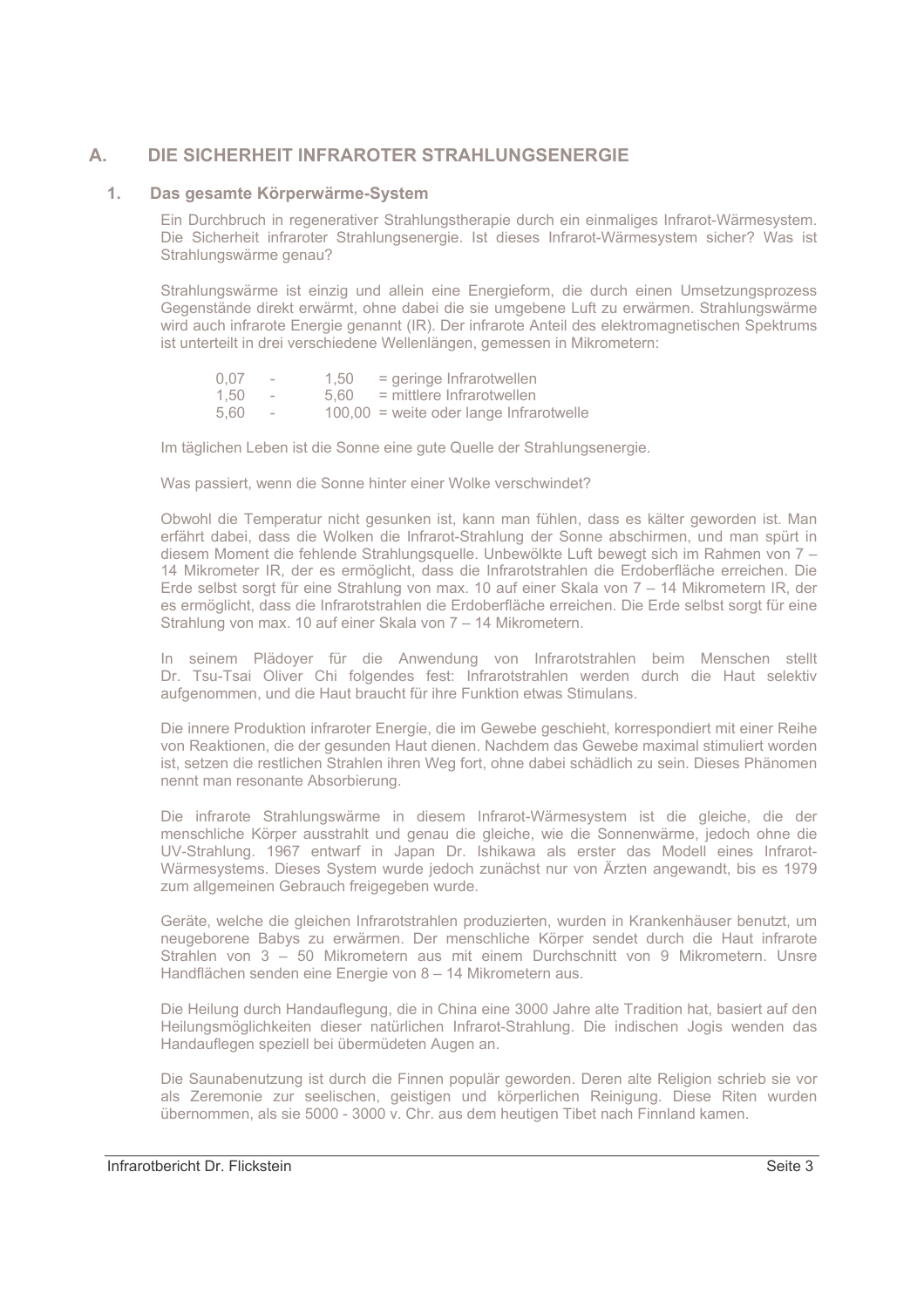# A. DIE SICHERHEIT INFRAROTER STRAHLUNGSENERGIE

## 1. Das gesamte Körperwärme-System

Ein Durchbruch in regenerativer Strahlungstherapie durch ein einmaliges Infrarot-Wärmesystem. Die Sicherheit infraroter Strahlungsenergie. Ist dieses Infrarot-Wärmesystem sicher? Was ist Strahlungswärme genau?

Strahlungswärme ist einzig und allein eine Energieform, die durch einen Umsetzungsprozess Gegenstände direkt erwärmt, ohne dabei die sie umgebene Luft zu erwärmen. Strahlungswärme wird auch infrarote Energie genannt (IR). Der infrarote Anteil des elektromagnetischen Spektrums ist unterteilt in drei verschiedene Wellenlängen, gemessen in Mikrometern:

| | | | |
|---|---|---|---|
| 0,07 | - | 1,50 | = geringe Infrarotwellen |
| 1,50 | - | 5,60 | = mittlere Infrarotwellen |
| 5,60 | - | 100,00 | = weite oder lange Infrarotwelle |

Im täglichen Leben ist die Sonne eine gute Quelle der Strahlungsenergie.

Was passiert, wenn die Sonne hinter einer Wolke verschwindet?

Obwohl die Temperatur nicht gesunken ist, kann man fühlen, dass es kälter geworden ist. Man erfährt dabei, dass die Wolken die Infrarot-Strahlung der Sonne abschirmen, und man spürt in diesem Moment die fehlende Strahlungsquelle. Unbewölkte Luft bewegt sich im Rahmen von 7 – 14 Mikrometer IR, der es ermöglicht, dass die Infrarotstrahlen die Erdoberfläche erreichen. Die Erde selbst sorgt für eine Strahlung von max. 10 auf einer Skala von 7 – 14 Mikrometern IR, der es ermöglicht, dass die Infrarotstrahlen die Erdoberfläche erreichen. Die Erde selbst sorgt für eine Strahlung von max. 10 auf einer Skala von 7 – 14 Mikrometern.

In seinem Plädoyer für die Anwendung von Infrarotstrahlen beim Menschen stellt Dr. Tsu-Tsai Oliver Chi folgendes fest: Infrarotstrahlen werden durch die Haut selektiv aufgenommen, und die Haut braucht für ihre Funktion etwas Stimulans.

Die innere Produktion infraroter Energie, die im Gewebe geschieht, korrespondiert mit einer Reihe von Reaktionen, die der gesunden Haut dienen. Nachdem das Gewebe maximal stimuliert worden ist, setzen die restlichen Strahlen ihren Weg fort, ohne dabei schädlich zu sein. Dieses Phänomen nennt man resonante Absorbierung.

Die infrarote Strahlungswärme in diesem Infrarot-Wärmesystem ist die gleiche, die der menschliche Körper ausstrahlt und genau die gleiche, wie die Sonnenwärme, jedoch ohne die UV-Strahlung. 1967 entwarf in Japan Dr. Ishikawa als erster das Modell eines Infrarot-Wärmesystems. Dieses System wurde jedoch zunächst nur von Ärzten angewandt, bis es 1979 zum allgemeinen Gebrauch freigegeben wurde.

Geräte, welche die gleichen Infrarotstrahlen produzierten, wurden in Krankenhäuser benutzt, um neugeborene Babys zu erwärmen. Der menschliche Körper sendet durch die Haut infrarote Strahlen von 3 – 50 Mikrometern aus mit einem Durchschnitt von 9 Mikrometern. Unsre Handflächen senden eine Energie von 8 – 14 Mikrometern aus.

Die Heilung durch Handauflegung, die in China eine 3000 Jahre alte Tradition hat, basiert auf den Heilungsmöglichkeiten dieser natürlichen Infrarot-Strahlung. Die indischen Jogis wenden das Handauflegen speziell bei übermüdeten Augen an.

Die Saunabenutzung ist durch die Finnen populär geworden. Deren alte Religion schrieb sie vor als Zeremonie zur seelischen, geistigen und körperlichen Reinigung. Diese Riten wurden übernommen, als sie 5000 - 3000 v. Chr. aus dem heutigen Tibet nach Finnland kamen.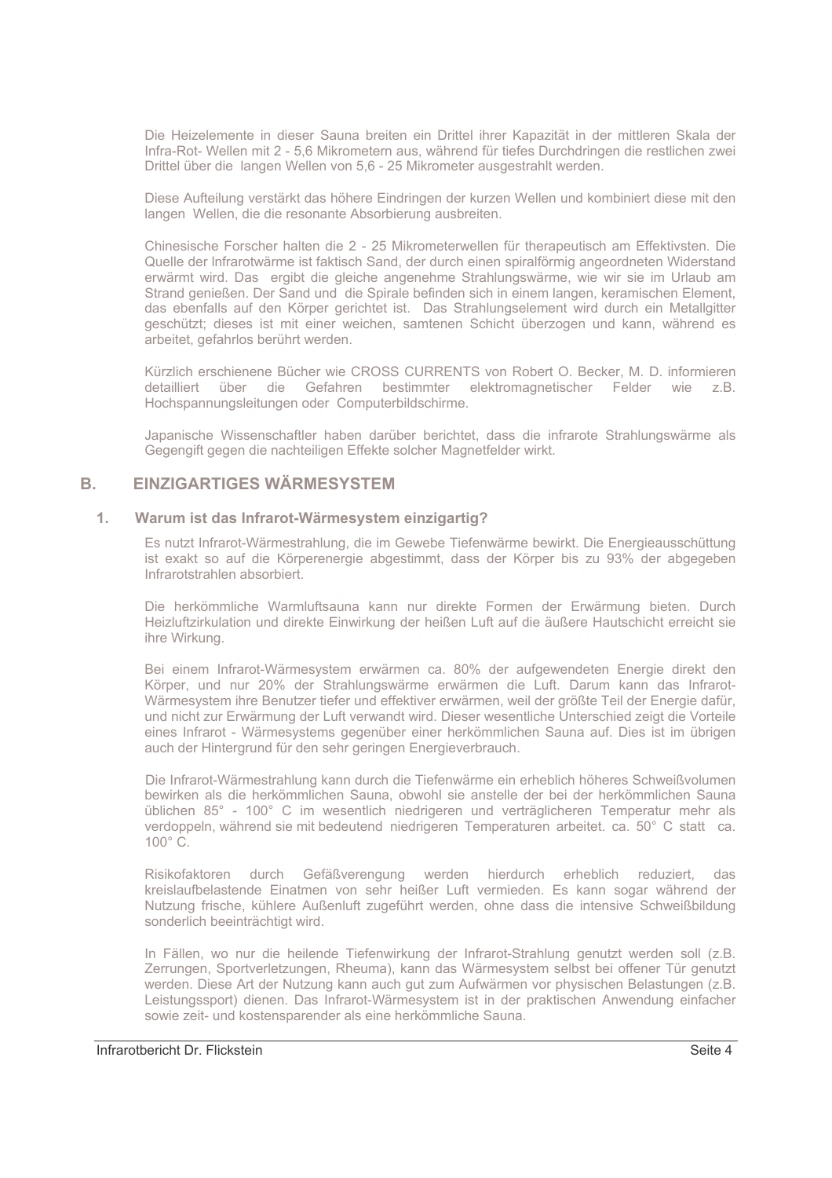Die Heizelemente in dieser Sauna breiten ein Drittel ihrer Kapazität in der mittleren Skala der Infra-Rot- Wellen mit 2 - 5,6 Mikrometern aus, während für tiefes Durchdringen die restlichen zwei Drittel über die langen Wellen von 5,6 - 25 Mikrometer ausgestrahlt werden.

Diese Aufteilung verstärkt das höhere Eindringen der kurzen Wellen und kombiniert diese mit den langen Wellen, die die resonante Absorbierung ausbreiten.

Chinesische Forscher halten die 2 - 25 Mikrometerwellen für therapeutisch am Effektivsten. Die Quelle der Infrarotwärme ist faktisch Sand, der durch einen spiralförmig angeordneten Widerstand erwärmt wird. Das ergibt die gleiche angenehme Strahlungswärme, wie wir sie im Urlaub am Strand genießen. Der Sand und die Spirale befinden sich in einem langen, keramischen Element, das ebenfalls auf den Körper gerichtet ist. Das Strahlungselement wird durch ein Metallgitter geschützt; dieses ist mit einer weichen, samtenen Schicht überzogen und kann, während es arbeitet, gefahrlos berührt werden.

Kürzlich erschienene Bücher wie CROSS CURRENTS von Robert O. Becker, M. D. informieren detailliert über die Gefahren bestimmter elektromagnetischer Felder wie z.B. Hochspannungsleitungen oder Computerbildschirme.

Japanische Wissenschaftler haben darüber berichtet, dass die infrarote Strahlungswärme als Gegengift gegen die nachteiligen Effekte solcher Magnetfelder wirkt.

## B. EINZIGARTIGES WÄRMESYSTEM

### 1. Warum ist das Infrarot-Wärmesystem einzigartig?

Es nutzt Infrarot-Wärmestrahlung, die im Gewebe Tiefenwärme bewirkt. Die Energieausschüttung ist exakt so auf die Körperenergie abgestimmt, dass der Körper bis zu 93% der abgegeben Infrarotstrahlen absorbiert.

Die herkömmliche Warmluftsauna kann nur direkte Formen der Erwärmung bieten. Durch Heizluftzirkulation und direkte Einwirkung der heißen Luft auf die äußere Hautschicht erreicht sie ihre Wirkung.

Bei einem Infrarot-Wärmesystem erwärmen ca. 80% der aufgewendeten Energie direkt den Körper, und nur 20% der Strahlungswärme erwärmen die Luft. Darum kann das Infrarot-Wärmesystem ihre Benutzer tiefer und effektiver erwärmen, weil der größte Teil der Energie dafür, und nicht zur Erwärmung der Luft verwandt wird. Dieser wesentliche Unterschied zeigt die Vorteile eines Infrarot - Wärmesystems gegenüber einer herkömmlichen Sauna auf. Dies ist im übrigen auch der Hintergrund für den sehr geringen Energieverbrauch.

Die Infrarot-Wärmestrahlung kann durch die Tiefenwärme ein erheblich höheres Schweißvolumen bewirken als die herkömmlichen Sauna, obwohl sie anstelle der bei der herkömmlichen Sauna üblichen 85° - 100° C im wesentlich niedrigeren und verträglicheren Temperatur mehr als verdoppeln, während sie mit bedeutend niedrigeren Temperaturen arbeitet. ca. 50° C statt ca. 100° C.

Risikofaktoren durch Gefäßverengung werden hierdurch erheblich reduziert, das kreislaufbelastende Einatmen von sehr heißer Luft vermieden. Es kann sogar während der Nutzung frische, kühlere Außenluft zugeführt werden, ohne dass die intensive Schweißbildung sonderlich beeinträchtigt wird.

In Fällen, wo nur die heilende Tiefenwirkung der Infrarot-Strahlung genutzt werden soll (z.B. Zerrungen, Sportverletzungen, Rheuma), kann das Wärmesystem selbst bei offener Tür genutzt werden. Diese Art der Nutzung kann auch gut zum Aufwärmen vor physischen Belastungen (z.B. Leistungssport) dienen. Das Infrarot-Wärmesystem ist in der praktischen Anwendung einfacher sowie zeit- und kostensparender als eine herkömmliche Sauna.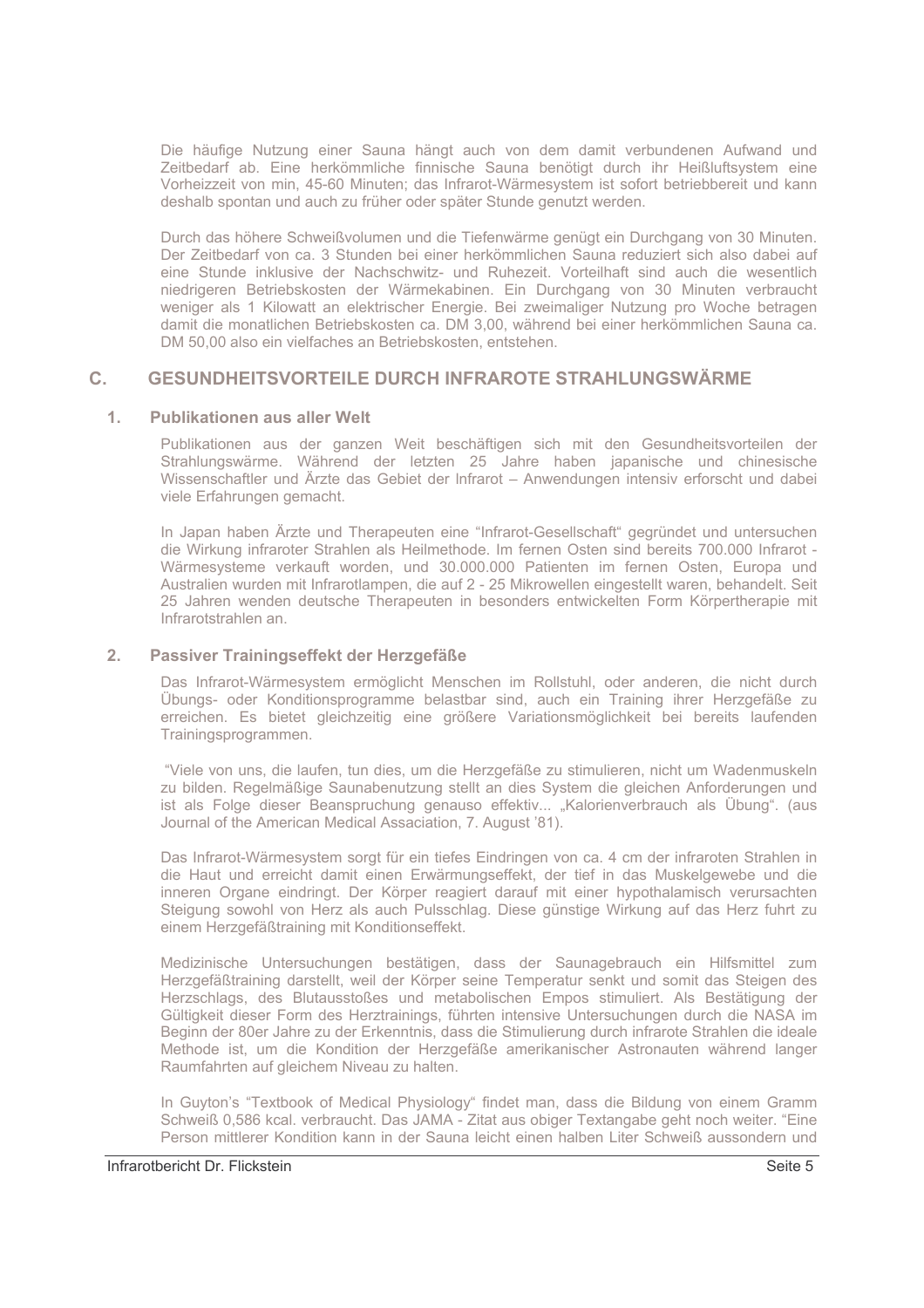Die häufige Nutzung einer Sauna hängt auch von dem damit verbundenen Aufwand und Zeitbedarf ab. Eine herkömmliche finnische Sauna benötigt durch ihr Heißluftsystem eine Vorheizzeit von min, 45-60 Minuten; das Infrarot-Wärmesystem ist sofort betriebbereit und kann deshalb spontan und auch zu früher oder später Stunde genutzt werden.

Durch das höhere Schweißvolumen und die Tiefenwärme genügt ein Durchgang von 30 Minuten. Der Zeitbedarf von ca. 3 Stunden bei einer herkömmlichen Sauna reduziert sich also dabei auf eine Stunde inklusive der Nachschwitz- und Ruhezeit. Vorteilhaft sind auch die wesentlich niedrigeren Betriebskosten der Wärmekabinen. Ein Durchgang von 30 Minuten verbraucht weniger als 1 Kilowatt an elektrischer Energie. Bei zweimaliger Nutzung pro Woche betragen damit die monatlichen Betriebskosten ca. DM 3,00, während bei einer herkömmlichen Sauna ca. DM 50,00 also ein vielfaches an Betriebskosten, entstehen.

## C. GESUNDHEITSVORTEILE DURCH INFRAROTE STRAHLUNGSWÄRME

### 1. Publikationen aus aller Welt

Publikationen aus der ganzen Welt beschäftigen sich mit den Gesundheitsvorteilen der Strahlungswärme. Während der letzten 25 Jahre haben japanische und chinesische Wissenschaftler und Ärzte das Gebiet der Infrarot – Anwendungen intensiv erforscht und dabei viele Erfahrungen gemacht.

In Japan haben Ärzte und Therapeuten eine "Infrarot-Gesellschaft" gegründet und untersuchen die Wirkung infraroter Strahlen als Heilmethode. Im fernen Osten sind bereits 700.000 Infrarot - Wärmesysteme verkauft worden, und 30.000.000 Patienten im fernen Osten, Europa und Australien wurden mit Infrarotlampen, die auf 2 - 25 Mikrowellen eingestellt waren, behandelt. Seit 25 Jahren wenden deutsche Therapeuten in besonders entwickelten Form Körpertherapie mit Infrarotstrahlen an.

### 2. Passiver Trainingseffekt der Herzgefäße

Das Infrarot-Wärmesystem ermöglicht Menschen im Rollstuhl, oder anderen, die nicht durch Übungs- oder Konditionsprogramme belastbar sind, auch ein Training ihrer Herzgefäße zu erreichen. Es bietet gleichzeitig eine größere Variationsmöglichkeit bei bereits laufenden Trainingsprogrammen.

"Viele von uns, die laufen, tun dies, um die Herzgefäße zu stimulieren, nicht um Wadenmuskeln zu bilden. Regelmäßige Saunabenutzung stellt an dies System die gleichen Anforderungen und ist als Folge dieser Beanspruchung genauso effektiv... „Kalorienverbrauch als Übung". (aus Journal of the American Medical Assaciation, 7. August '81).

Das Infrarot-Wärmesystem sorgt für ein tiefes Eindringen von ca. 4 cm der infraroten Strahlen in die Haut und erreicht damit einen Erwärmungseffekt, der tief in das Muskelgewebe und die inneren Organe eindringt. Der Körper reagiert darauf mit einer hypothalamisch verursachten Steigung sowohl von Herz als auch Pulsschlag. Diese günstige Wirkung auf das Herz fuhrt zu einem Herzgefäßtraining mit Konditionseffekt.

Medizinische Untersuchungen bestätigen, dass der Saunagebrauch ein Hilfsmittel zum Herzgefäßtraining darstellt, weil der Körper seine Temperatur senkt und somit das Steigen des Herzschlags, des Blutausstoßes und metabolischen Empos stimuliert. Als Bestätigung der Gültigkeit dieser Form des Herztrainings, führten intensive Untersuchungen durch die NASA im Beginn der 80er Jahre zu der Erkenntnis, dass die Stimulierung durch infraroten Strahlen die ideale Methode ist, um die Kondition der Herzgefäße amerikanischer Astronauten während langer Raumfahrten auf gleichem Niveau zu halten.

In Guyton's "Textbook of Medical Physiology" findet man, dass die Bildung von einem Gramm Schweiß 0,586 kcal. verbraucht. Das JAMA - Zitat aus obiger Textangabe geht noch weiter. "Eine Person mittlerer Kondition kann in der Sauna leicht einen halben Liter Schweiß aussondern und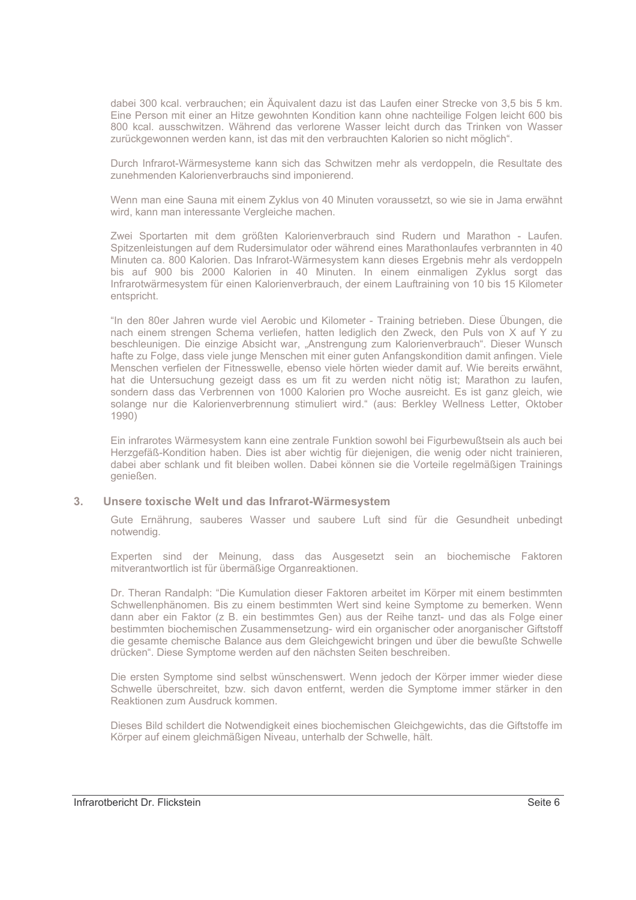dabei 300 kcal. verbrauchen; ein Äquivalent dazu ist das Laufen einer Strecke von 3,5 bis 5 km. Eine Person mit einer an Hitze gewohnten Kondition kann ohne nachteilige Folgen leicht 600 bis 800 kcal. ausschwitzen. Während das verlorene Wasser leicht durch das Trinken von Wasser zurückgewonnen werden kann, ist das mit den verbrauchten Kalorien so nicht möglich".

Durch Infrarot-Wärmesysteme kann sich das Schwitzen mehr als verdoppeln, die Resultate des zunehmenden Kalorienverbrauchs sind imponierend.

Wenn man eine Sauna mit einem Zyklus von 40 Minuten voraussetzt, so wie sie in Jama erwähnt wird, kann man interessante Vergleiche machen.

Zwei Sportarten mit dem größten Kalorienverbrauch sind Rudern und Marathon - Laufen. Spitzenleistungen auf dem Rudersimulator oder während eines Marathonlaufes verbrannten in 40 Minuten ca. 800 Kalorien. Das Infrarot-Wärmesystem kann dieses Ergebnis mehr als verdoppeln bis auf 900 bis 2000 Kalorien in 40 Minuten. In einem einmaligen Zyklus sorgt das Infrarotwärmesystem für einen Kalorienverbrauch, der einem Lauftraining von 10 bis 15 Kilometer entspricht.

"In den 80er Jahren wurde viel Aerobic und Kilometer - Training betrieben. Diese Übungen, die nach einem strengen Schema verliefen, hatten lediglich den Zweck, den Puls von X auf Y zu beschleunigen. Die einzige Absicht war, „Anstrengung zum Kalorienverbrauch". Dieser Wunsch hafte zu Folge, dass viele junge Menschen mit einer guten Anfangskondition damit anfingen. Viele Menschen verfielen der Fitnesswelle, ebenso viele hörten wieder damit auf. Wie bereits erwähnt, hat die Untersuchung gezeigt dass es um fit zu werden nicht nötig ist; Marathon zu laufen, sondern dass das Verbrennen von 1000 Kalorien pro Woche ausreicht. Es ist ganz gleich, wie solange nur die Kalorienverbrennung stimuliert wird." (aus: Berkley Wellness Letter, Oktober 1990)

Ein infrarotes Wärmesystem kann eine zentrale Funktion sowohl bei Figurbewußtsein als auch bei Herzgefäß-Kondition haben. Dies ist aber wichtig für diejenigen, die wenig oder nicht trainieren, dabei aber schlank und fit bleiben wollen. Dabei können sie die Vorteile regelmäßigen Trainings genießen.

## 3. Unsere toxische Welt und das Infrarot-Wärmesystem

Gute Ernährung, sauberes Wasser und saubere Luft sind für die Gesundheit unbedingt notwendig.

Experten sind der Meinung, dass das Ausgesetzt sein an biochemische Faktoren mitverantwortlich ist für übermäßige Organreaktionen.

Dr. Theran Randalph: "Die Kumulation dieser Faktoren arbeitet im Körper mit einem bestimmten Schwellenphänomen. Bis zu einem bestimmten Wert sind keine Symptome zu bemerken. Wenn dann aber ein Faktor (z B. ein bestimmtes Gen) aus der Reihe tanzt- und das als Folge einer bestimmten biochemischen Zusammensetzung- wird ein organischer oder anorganischer Giftstoff die gesamte chemische Balance aus dem Gleichgewicht bringen und über die bewußte Schwelle drücken". Diese Symptome werden auf den nächsten Seiten beschreiben.

Die ersten Symptome sind selbst wünschenswert. Wenn jedoch der Körper immer wieder diese Schwelle überschreitet, bzw. sich davon entfernt, werden die Symptome immer stärker in den Reaktionen zum Ausdruck kommen.

Dieses Bild schildert die Notwendigkeit eines biochemischen Gleichgewichts, das die Giftstoffe im Körper auf einem gleichmäßigen Niveau, unterhalb der Schwelle, hält.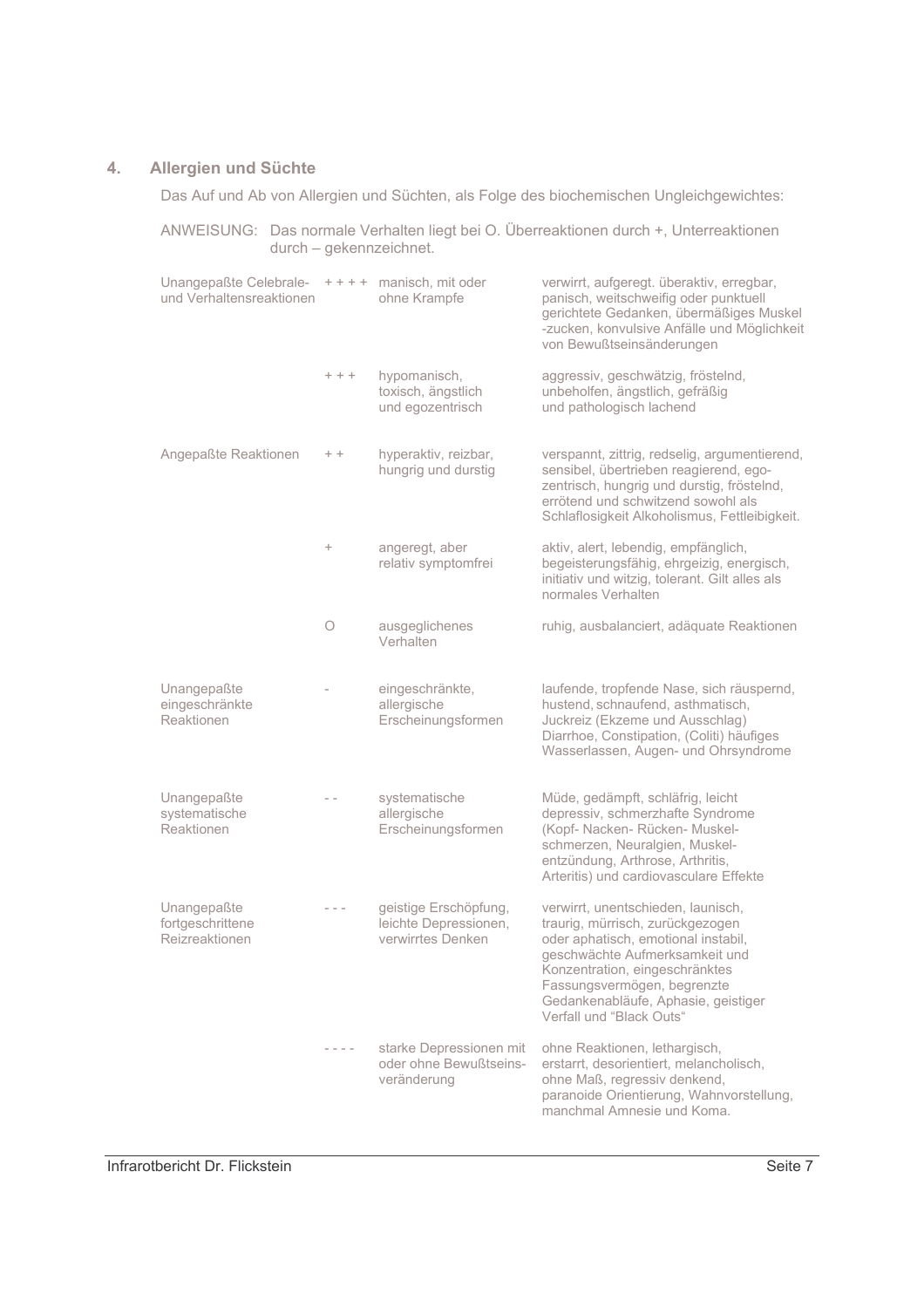## 4. Allergien und Süchte

Das Auf und Ab von Allergien und Süchten, als Folge des biochemischen Ungleichgewichtes:

ANWEISUNG: Das normale Verhalten liegt bei O. Überreaktionen durch +, Unterreaktionen durch – gekennzeichnet.

| | | | |
|---|---|---|---|
| Unangepaßte Celebrale- und Verhaltensreaktionen | + + + + | manisch, mit oder ohne Krampfe | verwirrt, aufgeregt. überaktiv, erregbar, panisch, weitschweifig oder punktuell gerichtete Gedanken, übermäßiges Muskel -zucken, konvulsive Anfälle und Möglichkeit von Bewußtseinsänderungen |
| | + + + | hypomanisch, toxisch, ängstlich und egozentrisch | aggressiv, geschwätzig, fröstelnd, unbeholfen, ängstlich, gefräßig und pathologisch lachend |
| Angepaßte Reaktionen | + + | hyperaktiv, reizbar, hungrig und durstig | verspannt, zittrig, redselig, argumentierend, sensibel, übertrieben reagierend, ego-zentrisch, hungrig und durstig, fröstelnd, errötend und schwitzend sowohl als Schlaflosigkeit Alkoholismus, Fettleibigkeit. |
| | + | angeregt, aber relativ symptomfrei | aktiv, alert, lebendig, empfänglich, begeisterungsfähig, ehrgeizig, energisch, initiativ und witzig, tolerant. Gilt alles als normales Verhalten |
| | O | ausgeglichenes Verhalten | ruhig, ausbalanciert, adäquate Reaktionen |
| Unangepaßte eingeschränkte Reaktionen | - | eingeschränkte, allergische Erscheinungsformen | laufende, tropfende Nase, sich räuspernd, hustend, schnaufend, asthmatisch, Juckreiz (Ekzeme und Ausschlag) Diarrhoe, Constipation, (Coliti) häufiges Wasserlassen, Augen- und Ohrsyndrome |
| Unangepaßte systematische Reaktionen | - - | systematische allergische Erscheinungsformen | Müde, gedämpft, schläfrig, leicht depressiv, schmerzhafte Syndrome (Kopf- Nacken- Rücken- Muskel-schmerzen, Neuralgien, Muskel-entzündung, Arthrose, Arthritis, Arteritis) und cardiovasculare Effekte |
| Unangepaßte fortgeschrittene Reizreaktionen | - - - | geistige Erschöpfung, leichte Depressionen, verwirrtes Denken | verwirrt, unentschieden, launisch, traurig, mürrisch, zurückgezogen oder aphatisch, emotional instabil, geschwächte Aufmerksamkeit und Konzentration, eingeschränktes Fassungsvermögen, begrenzte Gedankenabläufe, Aphasie, geistiger Verfall und "Black Outs" |
| | - - - - | starke Depressionen mit oder ohne Bewußtseins-veränderung | ohne Reaktionen, lethargisch, erstarrt, desorientiert, melancholisch, ohne Maß, regressiv denkend, paranoide Orientierung, Wahnvorstellung, manchmal Amnesie und Koma. |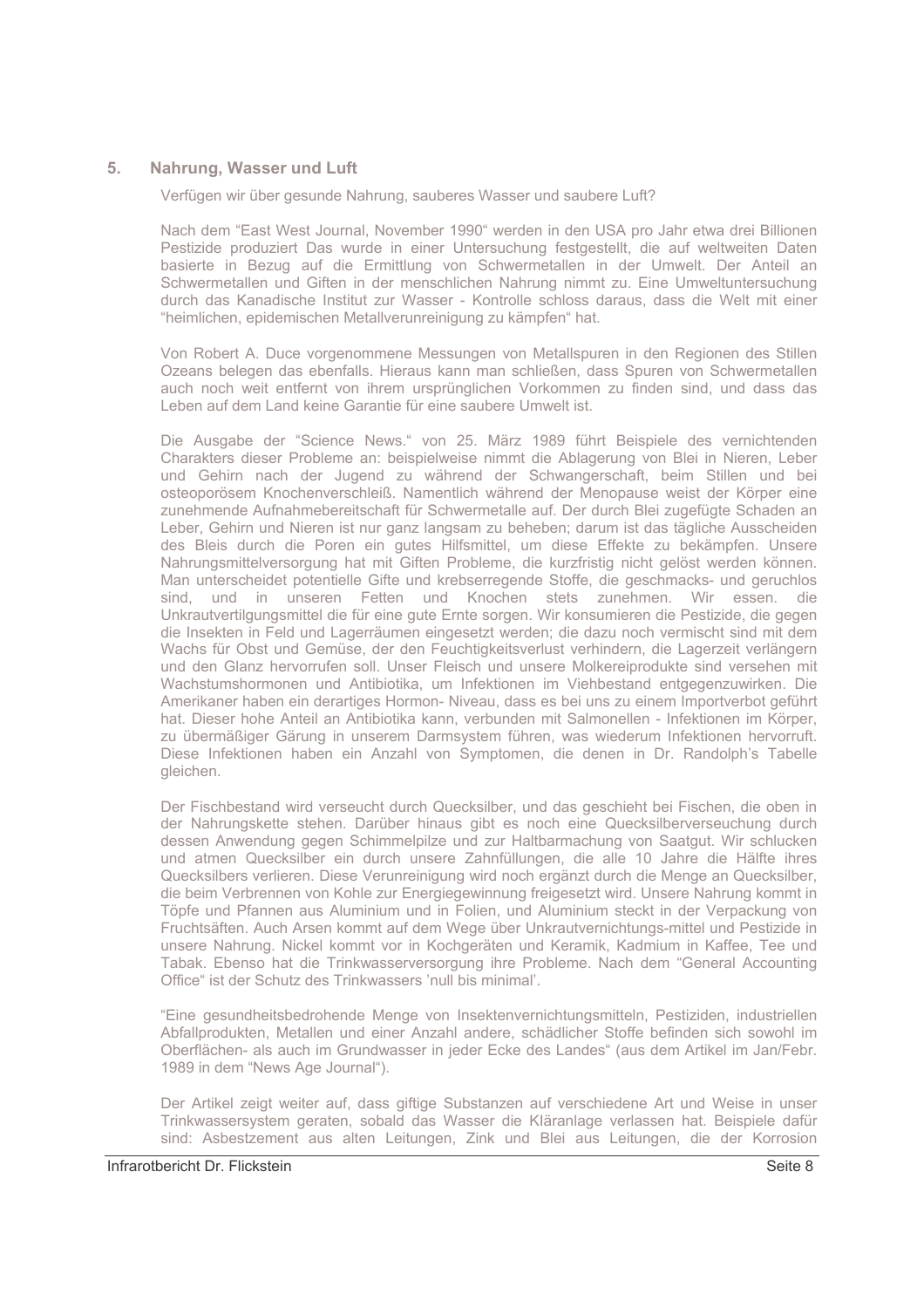## 5. Nahrung, Wasser und Luft

Verfügen wir über gesunde Nahrung, sauberes Wasser und saubere Luft?

Nach dem “East West Journal, November 1990“ werden in den USA pro Jahr etwa drei Billionen Pestizide produziert Das wurde in einer Untersuchung festgestellt, die auf weltweiten Daten basierte in Bezug auf die Ermittlung von Schwermetallen in der Umwelt. Der Anteil an Schwermetallen und Giften in der menschlichen Nahrung nimmt zu. Eine Umweltuntersuchung durch das Kanadische Institut zur Wasser - Kontrolle schloss daraus, dass die Welt mit einer “heimlichen, epidemischen Metallverunreinigung zu kämpfen“ hat.

Von Robert A. Duce vorgenommene Messungen von Metallspuren in den Regionen des Stillen Ozeans belegen das ebenfalls. Hieraus kann man schließen, dass Spuren von Schwermetallen auch noch weit entfernt von ihrem ursprünglichen Vorkommen zu finden sind, und dass das Leben auf dem Land keine Garantie für eine saubere Umwelt ist.

Die Ausgabe der “Science News.“ von 25. März 1989 führt Beispiele des vernichtenden Charakters dieser Probleme an: beispielweise nimmt die Ablagerung von Blei in Nieren, Leber und Gehirn nach der Jugend zu während der Schwangerschaft, beim Stillen und bei osteoporösem Knochenverschleiß. Namentlich während der Menopause weist der Körper eine zunehmende Aufnahmebereitschaft für Schwermetalle auf. Der durch Blei zugefügte Schaden an Leber, Gehirn und Nieren ist nur ganz langsam zu beheben; darum ist das tägliche Ausscheiden des Bleis durch die Poren ein gutes Hilfsmittel, um diese Effekte zu bekämpfen. Unsere Nahrungsmittelversorgung hat mit Giften Probleme, die kurzfristig nicht gelöst werden können. Man unterscheidet potentielle Gifte und krebserregende Stoffe, die geschmacks- und geruchlos sind, und in unseren Fetten und Knochen stets zunehmen. Wir essen. die Unkrautvertilgungsmittel die für eine gute Ernte sorgen. Wir konsumieren die Pestizide, die gegen die Insekten in Feld und Lagerräumen eingesetzt werden; die dazu noch vermischt sind mit dem Wachs für Obst und Gemüse, der den Feuchtigkeitsverlust verhindern, die Lagerzeit verlängern und den Glanz hervorrufen soll. Unser Fleisch und unsere Molkereiprodukte sind versehen mit Wachstumshormonen und Antibiotika, um Infektionen im Viehbestand entgegenzuwirken. Die Amerikaner haben ein derartiges Hormon- Niveau, dass es bei uns zu einem Importverbot geführt hat. Dieser hohe Anteil an Antibiotika kann, verbunden mit Salmonellen - Infektionen im Körper, zu übermäßiger Gärung in unserem Darmsystem führen, was wiederum Infektionen hervorruft. Diese Infektionen haben ein Anzahl von Symptomen, die denen in Dr. Randolph’s Tabelle gleichen.

Der Fischbestand wird verseucht durch Quecksilber, und das geschieht bei Fischen, die oben in der Nahrungskette stehen. Darüber hinaus gibt es noch eine Quecksilberverseuchung durch dessen Anwendung gegen Schimmelpilze und zur Haltbarmachung von Saatgut. Wir schlucken und atmen Quecksilber ein durch unsere Zahnfüllungen, die alle 10 Jahre die Hälfte ihres Quecksilbers verlieren. Diese Verunreinigung wird noch ergänzt durch die Menge an Quecksilber, die beim Verbrennen von Kohle zur Energiegewinnung freigesetzt wird. Unsere Nahrung kommt in Töpfe und Pfannen aus Aluminium und in Folien, und Aluminium steckt in der Verpackung von Fruchtsäften. Auch Arsen kommt auf dem Wege über Unkrautvernichtungs-mittel und Pestizide in unsere Nahrung. Nickel kommt vor in Kochgeräten und Keramik, Kadmium in Kaffee, Tee und Tabak. Ebenso hat die Trinkwasserversorgung ihre Probleme. Nach dem “General Accounting Office“ ist der Schutz des Trinkwassers ’null bis minimal’.

“Eine gesundheitsbedrohende Menge von Insektenvernichtungsmitteln, Pestiziden, industriellen Abfallprodukten, Metallen und einer Anzahl andere, schädlicher Stoffe befinden sich sowohl im Oberflächen- als auch im Grundwasser in jeder Ecke des Landes“ (aus dem Artikel im Jan/Febr. 1989 in dem “News Age Journal“).

Der Artikel zeigt weiter auf, dass giftige Substanzen auf verschiedene Art und Weise in unser Trinkwassersystem geraten, sobald das Wasser die Kläranlage verlassen hat. Beispiele dafür sind: Asbestzement aus alten Leitungen, Zink und Blei aus Leitungen, die der Korrosion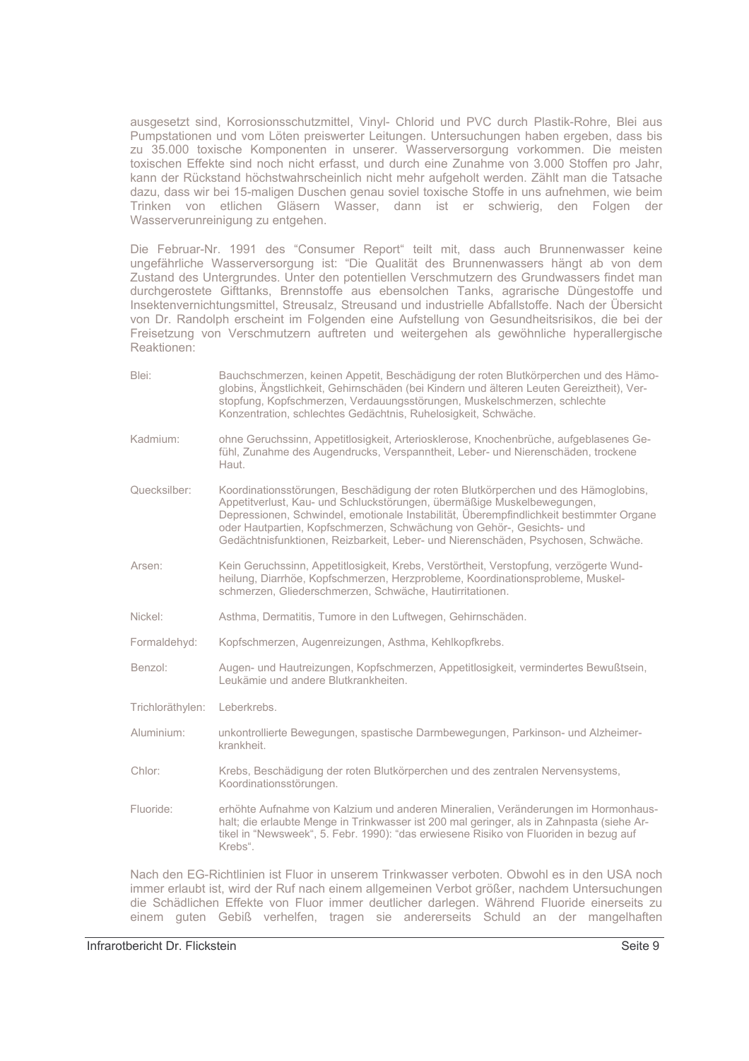ausgesetzt sind, Korrosionsschutzmittel, Vinyl- Chlorid und PVC durch Plastik-Rohre, Blei aus Pumpstationen und vom Löten preiswerter Leitungen. Untersuchungen haben ergeben, dass bis zu 35.000 toxische Komponenten in unserer. Wasserversorgung vorkommen. Die meisten toxischen Effekte sind noch nicht erfasst, und durch eine Zunahme von 3.000 Stoffen pro Jahr, kann der Rückstand höchstwahrscheinlich nicht mehr aufgeholt werden. Zählt man die Tatsache dazu, dass wir bei 15-maligen Duschen genau soviel toxische Stoffe in uns aufnehmen, wie beim Trinken von etlichen Gläsern Wasser, dann ist er schwierig, den Folgen der Wasserverunreinigung zu entgehen.

Die Februar-Nr. 1991 des "Consumer Report" teilt mit, dass auch Brunnenwasser keine ungefährliche Wasserversorgung ist: "Die Qualität des Brunnenwassers hängt ab von dem Zustand des Untergrundes. Unter den potentiellen Verschmutzern des Grundwassers findet man durchgerostete Gifttanks, Brennstoffe aus ebensolchen Tanks, agrarische Düngestoffe und Insektenvernichtungsmittel, Streusalz, Streusand und industrielle Abfallstoffe. Nach der Übersicht von Dr. Randolph erscheint im Folgenden eine Aufstellung von Gesundheitsrisikos, die bei der Freisetzung von Verschmutzern auftreten und weitergehen als gewöhnliche hyperallergische Reaktionen:

| | |
|---|---|
| Blei: | Bauchschmerzen, keinen Appetit, Beschädigung der roten Blutkörperchen und des Hämoglobins, Ängstlichkeit, Gehirnschäden (bei Kindern und älteren Leuten Gereiztheit), Verstopfung, Kopfschmerzen, Verdauungsstörungen, Muskelschmerzen, schlechte Konzentration, schlechtes Gedächtnis, Ruhelosigkeit, Schwäche. |
| Kadmium: | ohne Geruchssinn, Appetitlosigkeit, Arteriosklerose, Knochenbrüche, aufgeblasenes Gefühl, Zunahme des Augendrucks, Verspanntheit, Leber- und Nierenschäden, trockene Haut. |
| Quecksilber: | Koordinationsstörungen, Beschädigung der roten Blutkörperchen und des Hämoglobins, Appetitverlust, Kau- und Schluckstörungen, übermäßige Muskelbewegungen, Depressionen, Schwindel, emotionale Instabilität, Überempfindlichkeit bestimmter Organe oder Hautpartien, Kopfschmerzen, Schwächung von Gehör-, Gesichts- und Gedächtnisfunktionen, Reizbarkeit, Leber- und Nierenschäden, Psychosen, Schwäche. |
| Arsen: | Kein Geruchssinn, Appetitlosigkeit, Krebs, Verstörtheit, Verstopfung, verzögerte Wundheilung, Diarrhöe, Kopfschmerzen, Herzprobleme, Koordinationsprobleme, Muskelschmerzen, Gliederschmerzen, Schwäche, Hautirritationen. |
| Nickel: | Asthma, Dermatitis, Tumore in den Luftwegen, Gehirnschäden. |
| Formaldehyd: | Kopfschmerzen, Augenreizungen, Asthma, Kehlkopfkrebs. |
| Benzol: | Augen- und Hautreizungen, Kopfschmerzen, Appetitlosigkeit, vermindertes Bewußtsein, Leukämie und andere Blutkrankheiten. |
| Trichloräthylen: | Leberkrebs. |
| Aluminium: | unkontrollierte Bewegungen, spastische Darmbewegungen, Parkinson- und Alzheimerkrankheit. |
| Chlor: | Krebs, Beschädigung der roten Blutkörperchen und des zentralen Nervensystems, Koordinationsstörungen. |
| Fluoride: | erhöhte Aufnahme von Kalzium und anderen Mineralien, Veränderungen im Hormonhaushalt; die erlaubte Menge in Trinkwasser ist 200 mal geringer, als in Zahnpasta (siehe Artikel in "Newsweek", 5. Febr. 1990): "das erwiesene Risiko von Fluoriden in bezug auf Krebs". |

Nach den EG-Richtlinien ist Fluor in unserem Trinkwasser verboten. Obwohl es in den USA noch immer erlaubt ist, wird der Ruf nach einem allgemeinen Verbot größer, nachdem Untersuchungen die Schädlichen Effekte von Fluor immer deutlicher darlegen. Während Fluoride einerseits zu einem guten Gebiß verhelfen, tragen sie andererseits Schuld an der mangelhaften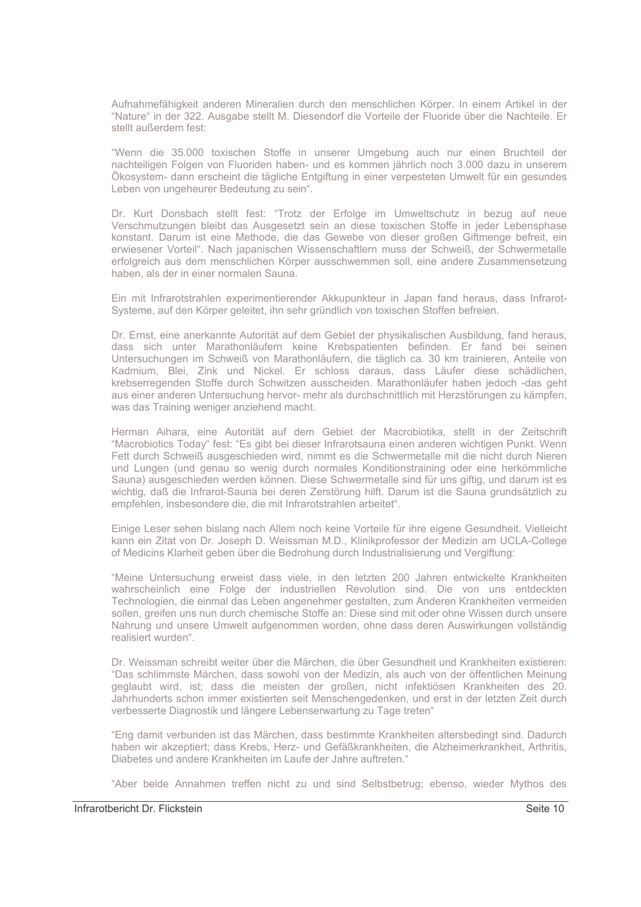Aufnahmefähigkeit anderen Mineralien durch den menschlichen Körper. In einem Artikel in der "Nature" in der 322. Ausgabe stellt M. Diesendorf die Vorteile der Fluoride über die Nachteile. Er stellt außerdem fest:

"Wenn die 35.000 toxischen Stoffe in unserer Umgebung auch nur einen Bruchteil der nachteiligen Folgen von Fluoriden haben- und es kommen jährlich noch 3.000 dazu in unserem Ökosystem- dann erscheint die tägliche Entgiftung in einer verpesteten Umwelt für ein gesundes Leben von ungeheurer Bedeutung zu sein".

Dr. Kurt Donsbach stellt fest: "Trotz der Erfolge im Umweltschutz in bezug auf neue Verschmutzungen bleibt das Ausgesetzt sein an diese toxischen Stoffe in jeder Lebensphase konstant. Darum ist eine Methode, die das Gewebe von dieser großen Giftmenge befreit, ein erwiesener Vorteil". Nach japanischen Wissenschaftlern muss der Schweiß, der Schwermetalle erfolgreich aus dem menschlichen Körper ausschwemmen soll, eine andere Zusammensetzung haben, als der in einer normalen Sauna.

Ein mit Infrarotstrahlen experimentierender Akkupunkteur in Japan fand heraus, dass Infrarot-Systeme, auf den Körper geleitet, ihn sehr gründlich von toxischen Stoffen befreien.

Dr. Ernst, eine anerkannte Autorität auf dem Gebiet der physikalischen Ausbildung, fand heraus, dass sich unter Marathonläufern keine Krebspatienten befinden. Er fand bei seinen Untersuchungen im Schweiß von Marathonläufern, die täglich ca. 30 km trainieren, Anteile von Kadmium, Blei, Zink und Nickel. Er schloss daraus, dass Läufer diese schädlichen, krebserregenden Stoffe durch Schwitzen ausscheiden. Marathonläufer haben jedoch -das geht aus einer anderen Untersuchung hervor- mehr als durchschnittlich mit Herzstörungen zu kämpfen, was das Training weniger anziehend macht.

Herman Aihara, eine Autorität auf dem Gebiet der Macrobiotika, stellt in der Zeitschrift "Macrobiotics Today" fest: "Es gibt bei dieser Infrarotsauna einen anderen wichtigen Punkt. Wenn Fett durch Schweiß ausgeschieden wird, nimmt es die Schwermetalle mit die nicht durch Nieren und Lungen (und genau so wenig durch normales Konditionstraining oder eine herkömmliche Sauna) ausgeschieden werden können. Diese Schwermetalle sind für uns giftig, und darum ist es wichtig, daß die Infrarot-Sauna bei deren Zerstörung hilft. Darum ist die Sauna grundsätzlich zu empfehlen, insbesondere die, die mit Infrarotstrahlen arbeitet".

Einige Leser sehen bislang nach Allem noch keine Vorteile für ihre eigene Gesundheit. Vielleicht kann ein Zitat von Dr. Joseph D. Weissman M.D., Klinikprofessor der Medizin am UCLA-College of Medicins Klarheit geben über die Bedrohung durch Industrialisierung und Vergiftung:

"Meine Untersuchung erweist dass viele, in den letzten 200 Jahren entwickelte Krankheiten wahrscheinlich eine Folge der industriellen Revolution sind. Die von uns entdeckten Technologien, die einmal das Leben angenehmer gestalten, zum Anderen Krankheiten vermeiden sollen, greifen uns nun durch chemische Stoffe an: Diese sind mit oder ohne Wissen durch unsere Nahrung und unsere Umwelt aufgenommen worden, ohne dass deren Auswirkungen vollständig realisiert wurden".

Dr. Weissman schreibt weiter über die Märchen, die über Gesundheit und Krankheiten existieren: "Das schlimmste Märchen, dass sowohl von der Medizin, als auch von der öffentlichen Meinung geglaubt wird, ist; dass die meisten der großen, nicht infektiösen Krankheiten des 20. Jahrhunderts schon immer existierten seit Menschengedenken, und erst in der letzten Zeit durch verbesserte Diagnostik und längere Lebenserwartung zu Tage treten"

"Eng damit verbunden ist das Märchen, dass bestimmte Krankheiten altersbedingt sind. Dadurch haben wir akzeptiert; dass Krebs, Herz- und Gefäßkrankheiten, die Alzheimerkrankheit, Arthritis, Diabetes und andere Krankheiten im Laufe der Jahre auftreten."

"Aber beide Annahmen treffen nicht zu und sind Selbstbetrug; ebenso, wieder Mythos des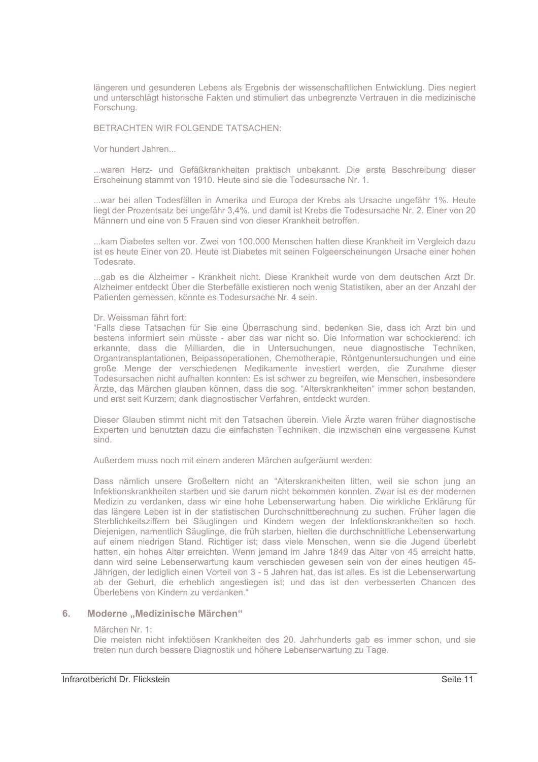längeren und gesunderen Lebens als Ergebnis der wissenschaftlichen Entwicklung. Dies negiert und unterschlägt historische Fakten und stimuliert das unbegrenzte Vertrauen in die medizinische Forschung.

BETRACHTEN WIR FOLGENDE TATSACHEN:

Vor hundert Jahren...

...waren Herz- und Gefäßkrankheiten praktisch unbekannt. Die erste Beschreibung dieser Erscheinung stammt von 1910. Heute sind sie die Todesursache Nr. 1.

...war bei allen Todesfällen in Amerika und Europa der Krebs als Ursache ungefähr 1%. Heute liegt der Prozentsatz bei ungefähr 3,4%. und damit ist Krebs die Todesursache Nr. 2. Einer von 20 Männern und eine von 5 Frauen sind von dieser Krankheit betroffen.

...kam Diabetes selten vor. Zwei von 100.000 Menschen hatten diese Krankheit im Vergleich dazu ist es heute Einer von 20. Heute ist Diabetes mit seinen Folgeerscheinungen Ursache einer hohen Todesrate.

...gab es die Alzheimer - Krankheit nicht. Diese Krankheit wurde von dem deutschen Arzt Dr. Alzheimer entdeckt Über die Sterbefälle existieren noch wenig Statistiken, aber an der Anzahl der Patienten gemessen, könnte es Todesursache Nr. 4 sein.

Dr. Weissman fährt fort:
"Falls diese Tatsachen für Sie eine Überraschung sind, bedenken Sie, dass ich Arzt bin und bestens informiert sein müsste - aber das war nicht so. Die Information war schockierend: ich erkannte, dass die Milliarden, die in Untersuchungen, neue diagnostische Techniken, Organtransplantationen, Beipassoperationen, Chemotherapie, Röntgenuntersuchungen und eine große Menge der verschiedenen Medikamente investiert werden, die Zunahme dieser Todesursachen nicht aufhalten konnten: Es ist schwer zu begreifen, wie Menschen, insbesondere Ärzte, das Märchen glauben können, dass die sog. "Alterskrankheiten" immer schon bestanden, und erst seit Kurzem; dank diagnostischer Verfahren, entdeckt wurden.

Dieser Glauben stimmt nicht mit den Tatsachen überein. Viele Ärzte waren früher diagnostische Experten und benutzten dazu die einfachsten Techniken, die inzwischen eine vergessene Kunst sind.

Außerdem muss noch mit einem anderen Märchen aufgeräumt werden:

Dass nämlich unsere Großeltern nicht an "Alterskrankheiten litten, weil sie schon jung an Infektionskrankheiten starben und sie darum nicht bekommen konnten. Zwar ist es der modernen Medizin zu verdanken, dass wir eine hohe Lebenserwartung haben. Die wirkliche Erklärung für das längere Leben ist in der statistischen Durchschnittberechnung zu suchen. Früher lagen die Sterblichkeitsziffern bei Säuglingen und Kindern wegen der Infektionskrankheiten so hoch. Diejenigen, namentlich Säuglinge, die früh starben, hielten die durchschnittliche Lebenserwartung auf einem niedrigen Stand. Richtiger ist; dass viele Menschen, wenn sie die Jugend überlebt hatten, ein hohes Alter erreichten. Wenn jemand im Jahre 1849 das Alter von 45 erreicht hatte, dann wird seine Lebenserwartung kaum verschieden gewesen sein von der eines heutigen 45-Jährigen, der lediglich einen Vorteil von 3 - 5 Jahren hat, das ist alles. Es ist die Lebenserwartung ab der Geburt, die erheblich angestiegen ist; und das ist den verbesserten Chancen des Überlebens von Kindern zu verdanken."

## 6. Moderne „Medizinische Märchen"

Märchen Nr. 1:
Die meisten nicht infektiösen Krankheiten des 20. Jahrhunderts gab es immer schon, und sie treten nun durch bessere Diagnostik und höhere Lebenserwartung zu Tage.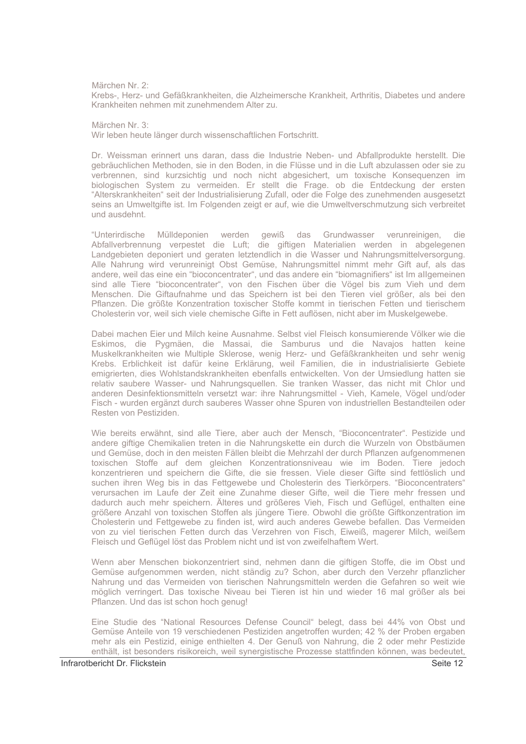Märchen Nr. 2:
Krebs-, Herz- und Gefäßkrankheiten, die Alzheimersche Krankheit, Arthritis, Diabetes und andere Krankheiten nehmen mit zunehmendem Alter zu.

Märchen Nr. 3:
Wir leben heute länger durch wissenschaftlichen Fortschritt.

Dr. Weissman erinnert uns daran, dass die Industrie Neben- und Abfallprodukte herstellt. Die gebräuchlichen Methoden, sie in den Boden, in die Flüsse und in die Luft abzulassen oder sie zu verbrennen, sind kurzsichtig und noch nicht abgesichert, um toxische Konsequenzen im biologischen System zu vermeiden. Er stellt die Frage. ob die Entdeckung der ersten "Alterskrankheiten" seit der Industrialisierung Zufall, oder die Folge des zunehmenden ausgesetzt seins an Umweltgifte ist. Im Folgenden zeigt er auf, wie die Umweltverschmutzung sich verbreitet und ausdehnt.

"Unterirdische Mülldeponien werden gewiß das Grundwasser verunreinigen, die Abfallverbrennung verpestet die Luft; die giftigen Materialien werden in abgelegenen Landgebieten deponiert und geraten letztendlich in die Wasser und Nahrungsmittelversorgung. Alle Nahrung wird verunreinigt Obst Gemüse, Nahrungsmittel nimmt mehr Gift auf, als das andere, weil das eine ein "bioconcentrater", und das andere ein "biomagnifiers" ist Im allgemeinen sind alle Tiere "bioconcentrater", von den Fischen über die Vögel bis zum Vieh und dem Menschen. Die Giftaufnahme und das Speichern ist bei den Tieren viel größer, als bei den Pflanzen. Die größte Konzentration toxischer Stoffe kommt in tierischen Fetten und tierischem Cholesterin vor, weil sich viele chemische Gifte in Fett auflösen, nicht aber im Muskelgewebe.

Dabei machen Eier und Milch keine Ausnahme. Selbst viel Fleisch konsumierende Völker wie die Eskimos, die Pygmäen, die Massai, die Samburus und die Navajos hatten keine Muskelkrankheiten wie Multiple Sklerose, wenig Herz- und Gefäßkrankheiten und sehr wenig Krebs. Erblichkeit ist dafür keine Erklärung, weil Familien, die in industrialisierte Gebiete emigrierten, dies Wohlstandskrankheiten ebenfalls entwickelten. Von der Umsiedlung hatten sie relativ saubere Wasser- und Nahrungsquellen. Sie tranken Wasser, das nicht mit Chlor und anderen Desinfektionsmitteln versetzt war: ihre Nahrungsmittel - Vieh, Kamele, Vögel und/oder Fisch - wurden ergänzt durch sauberes Wasser ohne Spuren von industriellen Bestandteilen oder Resten von Pestiziden.

Wie bereits erwähnt, sind alle Tiere, aber auch der Mensch, "Bioconcentrater". Pestizide und andere giftige Chemikalien treten in die Nahrungskette ein durch die Wurzeln von Obstbäumen und Gemüse, doch in den meisten Fällen bleibt die Mehrzahl der durch Pflanzen aufgenommenen toxischen Stoffe auf dem gleichen Konzentrationsniveau wie im Boden. Tiere jedoch konzentrieren und speichern die Gifte, die sie fressen. Viele dieser Gifte sind fettlöslich und suchen ihren Weg bis in das Fettgewebe und Cholesterin des Tierkörpers. "Bioconcentraters" verursachen im Laufe der Zeit eine Zunahme dieser Gifte, weil die Tiere mehr fressen und dadurch auch mehr speichern. Älteres und größeres Vieh, Fisch und Geflügel, enthalten eine größere Anzahl von toxischen Stoffen als jüngere Tiere. Obwohl die größte Giftkonzentration im Cholesterin und Fettgewebe zu finden ist, wird auch anderes Gewebe befallen. Das Vermeiden von zu viel tierischen Fetten durch das Verzehren von Fisch, Eiweiß, magerer Milch, weißem Fleisch und Geflügel löst das Problem nicht und ist von zweifelhaftem Wert.

Wenn aber Menschen biokonzentriert sind, nehmen dann die giftigen Stoffe, die im Obst und Gemüse aufgenommen werden, nicht ständig zu? Schon, aber durch den Verzehr pflanzlicher Nahrung und das Vermeiden von tierischen Nahrungsmitteln werden die Gefahren so weit wie möglich verringert. Das toxische Niveau bei Tieren ist hin und wieder 16 mal größer als bei Pflanzen. Und das ist schon hoch genug!

Eine Studie des "National Resources Defense Council" belegt, dass bei 44% von Obst und Gemüse Anteile von 19 verschiedenen Pestiziden angetroffen wurden; 42 % der Proben ergaben mehr als ein Pestizid, einige enthielten 4. Der Genuß von Nahrung, die 2 oder mehr Pestizide enthält, ist besonders risikoreich, weil synergistische Prozesse stattfinden können, was bedeutet,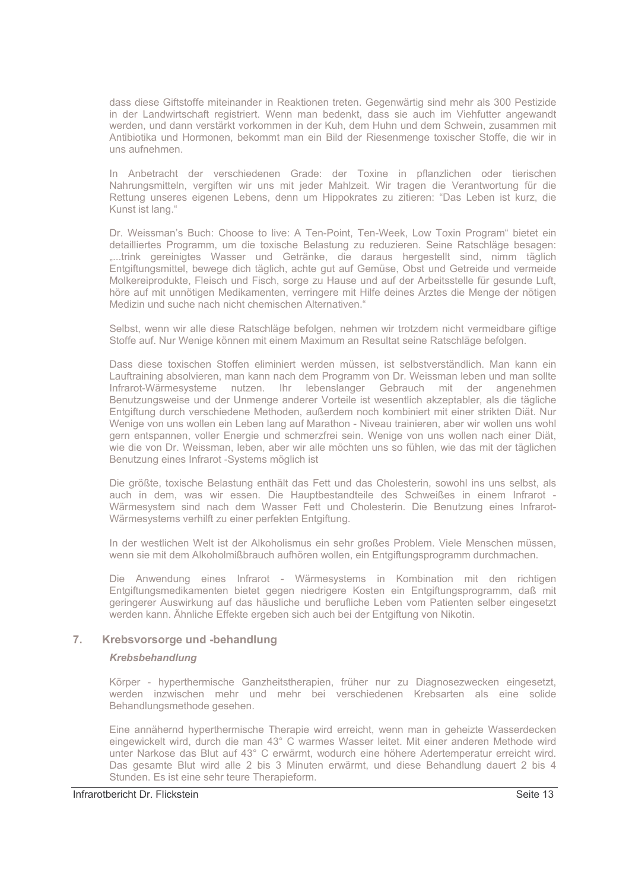dass diese Giftstoffe miteinander in Reaktionen treten. Gegenwärtig sind mehr als 300 Pestizide in der Landwirtschaft registriert. Wenn man bedenkt, dass sie auch im Viehfutter angewandt werden, und dann verstärkt vorkommen in der Kuh, dem Huhn und dem Schwein, zusammen mit Antibiotika und Hormonen, bekommt man ein Bild der Riesenmenge toxischer Stoffe, die wir in uns aufnehmen.

In Anbetracht der verschiedenen Grade: der Toxine in pflanzlichen oder tierischen Nahrungsmitteln, vergiften wir uns mit jeder Mahlzeit. Wir tragen die Verantwortung für die Rettung unseres eigenen Lebens, denn um Hippokrates zu zitieren: "Das Leben ist kurz, die Kunst ist lang."

Dr. Weissman's Buch: Choose to live: A Ten-Point, Ten-Week, Low Toxin Program" bietet ein detailliertes Programm, um die toxische Belastung zu reduzieren. Seine Ratschläge besagen: „...trink gereinigtes Wasser und Getränke, die daraus hergestellt sind, nimm täglich Entgiftungsmittel, bewege dich täglich, achte gut auf Gemüse, Obst und Getreide und vermeide Molkereiprodukte, Fleisch und Fisch, sorge zu Hause und auf der Arbeitsstelle für gesunde Luft, höre auf mit unnötigen Medikamenten, verringere mit Hilfe deines Arztes die Menge der nötigen Medizin und suche nach nicht chemischen Alternativen."

Selbst, wenn wir alle diese Ratschläge befolgen, nehmen wir trotzdem nicht vermeidbare giftige Stoffe auf. Nur Wenige können mit einem Maximum an Resultat seine Ratschläge befolgen.

Dass diese toxischen Stoffen eliminiert werden müssen, ist selbstverständlich. Man kann ein Lauftraining absolvieren, man kann nach dem Programm von Dr. Weissman leben und man sollte Infrarot-Wärmesysteme nutzen. Ihr lebenslanger Gebrauch mit der angenehmen Benutzungsweise und der Unmenge anderer Vorteile ist wesentlich akzeptabler, als die tägliche Entgiftung durch verschiedene Methoden, außerdem noch kombiniert mit einer strikten Diät. Nur Wenige von uns wollen ein Leben lang auf Marathon - Niveau trainieren, aber wir wollen uns wohl gern entspannen, voller Energie und schmerzfrei sein. Wenige von uns wollen nach einer Diät, wie die von Dr. Weissman, leben, aber wir alle möchten uns so fühlen, wie das mit der täglichen Benutzung eines Infrarot -Systems möglich ist

Die größte, toxische Belastung enthält das Fett und das Cholesterin, sowohl ins uns selbst, als auch in dem, was wir essen. Die Hauptbestandteile des Schweißes in einem Infrarot - Wärmesystem sind nach dem Wasser Fett und Cholesterin. Die Benutzung eines Infrarot-Wärmesystems verhilft zu einer perfekten Entgiftung.

In der westlichen Welt ist der Alkoholismus ein sehr großes Problem. Viele Menschen müssen, wenn sie mit dem Alkoholmißbrauch aufhören wollen, ein Entgiftungsprogramm durchmachen.

Die Anwendung eines Infrarot - Wärmesystems in Kombination mit den richtigen Entgiftungsmedikamenten bietet gegen niedrigere Kosten ein Entgiftungsprogramm, daß mit geringerer Auswirkung auf das häusliche und berufliche Leben vom Patienten selber eingesetzt werden kann. Ähnliche Effekte ergeben sich auch bei der Entgiftung von Nikotin.

## 7. Krebsvorsorge und -behandlung

### *Krebsbehandlung*

Körper - hyperthermische Ganzheitstherapien, früher nur zu Diagnosezwecken eingesetzt, werden inzwischen mehr und mehr bei verschiedenen Krebsarten als eine solide Behandlungsmethode gesehen.

Eine annähernd hyperthermische Therapie wird erreicht, wenn man in geheizte Wasserdecken eingewickelt wird, durch die man 43° C warmes Wasser leitet. Mit einer anderen Methode wird unter Narkose das Blut auf 43° C erwärmt, wodurch eine höhere Adertemperatur erreicht wird. Das gesamte Blut wird alle 2 bis 3 Minuten erwärmt, und diese Behandlung dauert 2 bis 4 Stunden. Es ist eine sehr teure Therapieform.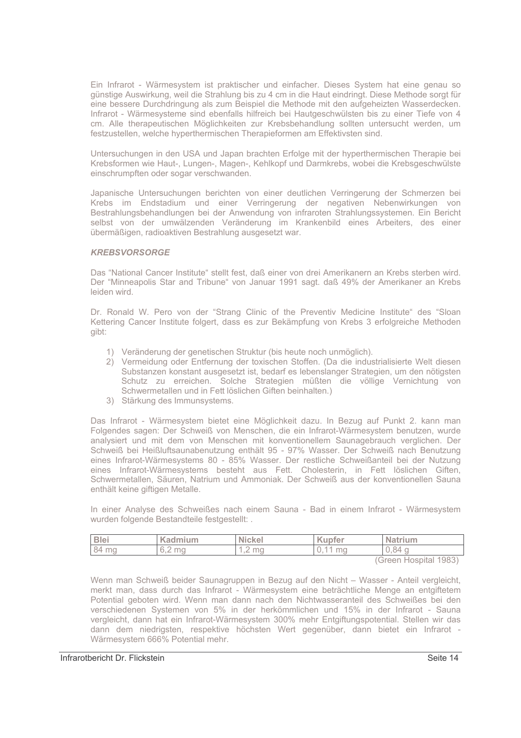Ein Infrarot - Wärmesystem ist praktischer und einfacher. Dieses System hat eine genau so günstige Auswirkung, weil die Strahlung bis zu 4 cm in die Haut eindringt. Diese Methode sorgt für eine bessere Durchdringung als zum Beispiel die Methode mit den aufgeheizten Wasserdecken. Infrarot - Wärmesysteme sind ebenfalls hilfreich bei Hautgeschwülsten bis zu einer Tiefe von 4 cm. Alle therapeutischen Möglichkeiten zur Krebsbehandlung sollten untersucht werden, um festzustellen, welche hyperthermischen Therapieformen am Effektivsten sind.

Untersuchungen in den USA und Japan brachten Erfolge mit der hyperthermischen Therapie bei Krebsformen wie Haut-, Lungen-, Magen-, Kehlkopf und Darmkrebs, wobei die Krebsgeschwülste einschrumpften oder sogar verschwanden.

Japanische Untersuchungen berichten von einer deutlichen Verringerung der Schmerzen bei Krebs im Endstadium und einer Verringerung der negativen Nebenwirkungen von Bestrahlungsbehandlungen bei der Anwendung von infraroten Strahlungssystemen. Ein Bericht selbst von der umwälzenden Veränderung im Krankenbild eines Arbeiters, des einer übermäßigen, radioaktiven Bestrahlung ausgesetzt war.

***KREBSVORSORGE***

Das "National Cancer Institute" stellt fest, daß einer von drei Amerikanern an Krebs sterben wird. Der "Minneapolis Star and Tribune" von Januar 1991 sagt. daß 49% der Amerikaner an Krebs leiden wird.

Dr. Ronald W. Pero von der "Strang Clinic of the Preventiv Medicine Institute" des "Sloan Kettering Cancer Institute folgert, dass es zur Bekämpfung von Krebs 3 erfolgreiche Methoden gibt:

1) Veränderung der genetischen Struktur (bis heute noch unmöglich).
2) Vermeidung oder Entfernung der toxischen Stoffen. (Da die industrialisierte Welt diesen Substanzen konstant ausgesetzt ist, bedarf es lebenslanger Strategien, um den nötigsten Schutz zu erreichen. Solche Strategien müßten die völlige Vernichtung von Schwermetallen und in Fett löslichen Giften beinhalten.)
3) Stärkung des Immunsystems.

Das Infrarot - Wärmesystem bietet eine Möglichkeit dazu. In Bezug auf Punkt 2. kann man Folgendes sagen: Der Schweiß von Menschen, die ein Infrarot-Wärmesystem benutzen, wurde analysiert und mit dem von Menschen mit konventionellem Saunagebrauch verglichen. Der Schweiß bei Heißluftsaunabenutzung enthält 95 - 97% Wasser. Der Schweiß nach Benutzung eines Infrarot-Wärmesystems 80 - 85% Wasser. Der restliche Schweißanteil bei der Nutzung eines Infrarot-Wärmesystems besteht aus Fett. Cholesterin, in Fett löslichen Giften, Schwermetallen, Säuren, Natrium und Ammoniak. Der Schweiß aus der konventionellen Sauna enthält keine giftigen Metalle.

In einer Analyse des Schweißes nach einem Sauna - Bad in einem Infrarot - Wärmesystem wurden folgende Bestandteile festgestellt: .

| Blei | Kadmium | Nickel | Kupfer | Natrium |
|---|---|---|---|---|
| 84 mg | 6,2 mg | 1,2 mg | 0,11 mg | 0,84 g |

(Green Hospital 1983)

Wenn man Schweiß beider Saunagruppen in Bezug auf den Nicht – Wasser - Anteil vergleicht, merkt man, dass durch das Infrarot - Wärmesystem eine beträchtliche Menge an entgiftetem Potential geboten wird. Wenn man dann nach den Nichtwasseranteil des Schweißes bei den verschiedenen Systemen von 5% in der herkömmlichen und 15% in der Infrarot - Sauna vergleicht, dann hat ein Infrarot-Wärmesystem 300% mehr Entgiftungspotential. Stellen wir das dann dem niedrigsten, respektive höchsten Wert gegenüber, dann bietet ein Infrarot - Wärmesystem 666% Potential mehr.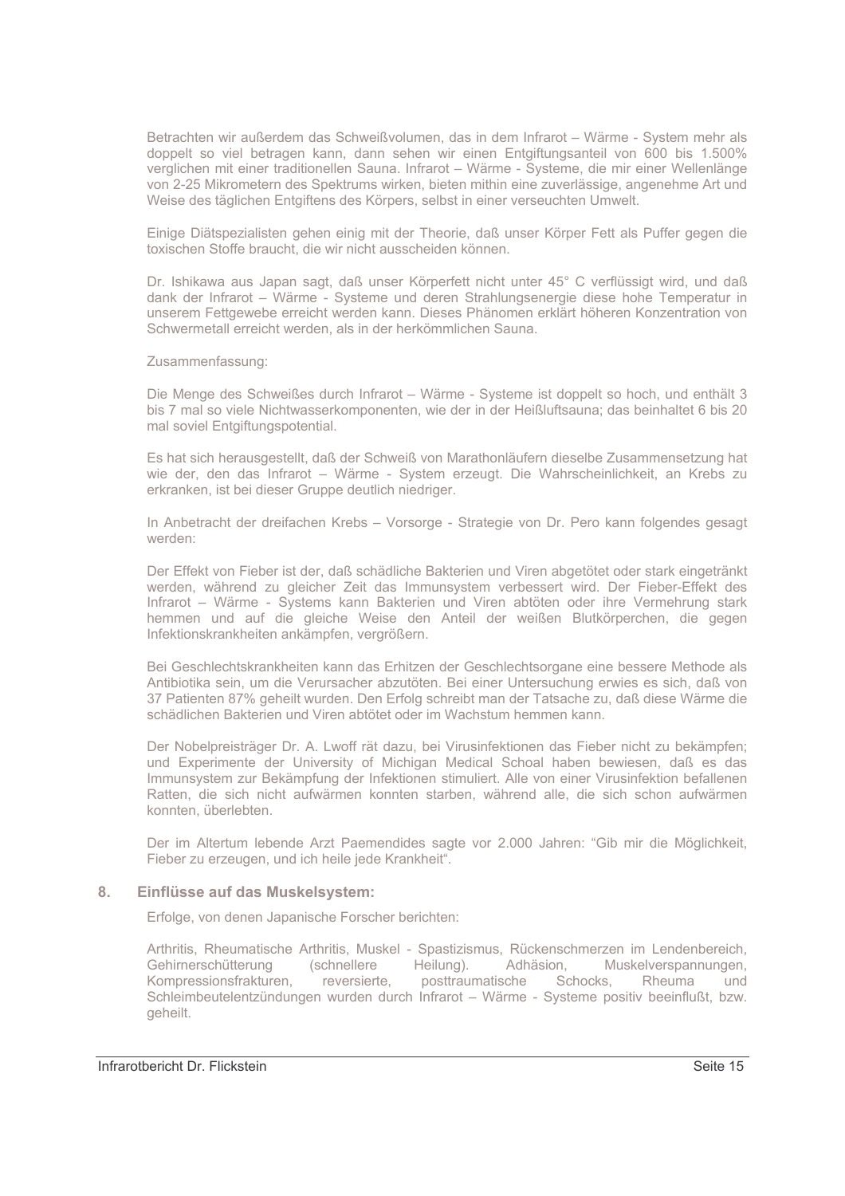Betrachten wir außerdem das Schweißvolumen, das in dem Infrarot – Wärme - System mehr als doppelt so viel betragen kann, dann sehen wir einen Entgiftungsanteil von 600 bis 1.500% verglichen mit einer traditionellen Sauna. Infrarot – Wärme - Systeme, die mir einer Wellenlänge von 2-25 Mikrometern des Spektrums wirken, bieten mithin eine zuverlässige, angenehme Art und Weise des täglichen Entgiftens des Körpers, selbst in einer verseuchten Umwelt.

Einige Diätspezialisten gehen einig mit der Theorie, daß unser Körper Fett als Puffer gegen die toxischen Stoffe braucht, die wir nicht ausscheiden können.

Dr. Ishikawa aus Japan sagt, daß unser Körperfett nicht unter 45° C verflüssigt wird, und daß dank der Infrarot – Wärme - Systeme und deren Strahlungsenergie diese hohe Temperatur in unserem Fettgewebe erreicht werden kann. Dieses Phänomen erklärt höheren Konzentration von Schwermetall erreicht werden, als in der herkömmlichen Sauna.

Zusammenfassung:

Die Menge des Schweißes durch Infrarot – Wärme - Systeme ist doppelt so hoch, und enthält 3 bis 7 mal so viele Nichtwasserkomponenten, wie der in der Heißluftsauna; das beinhaltet 6 bis 20 mal soviel Entgiftungspotential.

Es hat sich herausgestellt, daß der Schweiß von Marathonläufern dieselbe Zusammensetzung hat wie der, den das Infrarot – Wärme - System erzeugt. Die Wahrscheinlichkeit, an Krebs zu erkranken, ist bei dieser Gruppe deutlich niedriger.

In Anbetracht der dreifachen Krebs – Vorsorge - Strategie von Dr. Pero kann folgendes gesagt werden:

Der Effekt von Fieber ist der, daß schädliche Bakterien und Viren abgetötet oder stark eingeträntk werden, während zu gleicher Zeit das Immunsystem verbessert wird. Der Fieber-Effekt des Infrarot – Wärme - Systems kann Bakterien und Viren abtöten oder ihre Vermehrung stark hemmen und auf die gleiche Weise den Anteil der weißen Blutkörperchen, die gegen Infektionskrankheiten ankämpfen, vergrößern.

Bei Geschlechtskrankheiten kann das Erhitzen der Geschlechtsorgane eine bessere Methode als Antibiotika sein, um die Verursacher abzutöten. Bei einer Untersuchung erwies es sich, daß von 37 Patienten 87% geheilt wurden. Den Erfolg schreibt man der Tatsache zu, daß diese Wärme die schädlichen Bakterien und Viren abtötet oder im Wachstum hemmen kann.

Der Nobelpreisträger Dr. A. Lwoff rät dazu, bei Virusinfektionen das Fieber nicht zu bekämpfen; und Experimente der University of Michigan Medical Schoal haben bewiesen, daß es das Immunsystem zur Bekämpfung der Infektionen stimuliert. Alle von einer Virusinfektion befallenen Ratten, die sich nicht aufwärmen konnten starben, während alle, die sich schon aufwärmen konnten, überlebten.

Der im Altertum lebende Arzt Paemendides sagte vor 2.000 Jahren: "Gib mir die Möglichkeit, Fieber zu erzeugen, und ich heile jede Krankheit".

## 8. Einflüsse auf das Muskelsystem:

Erfolge, von denen Japanische Forscher berichten:

Arthritis, Rheumatische Arthritis, Muskel - Spastizismus, Rückenschmerzen im Lendenbereich, Gehirnerschütterung (schnellere Heilung). Adhäsion, Muskelverspannungen, Kompressionsfrakturen, reversierte, posttraumatische Schocks, Rheuma und Schleimbeutelentzündungen wurden durch Infrarot – Wärme - Systeme positiv beeinflußt, bzw. geheilt.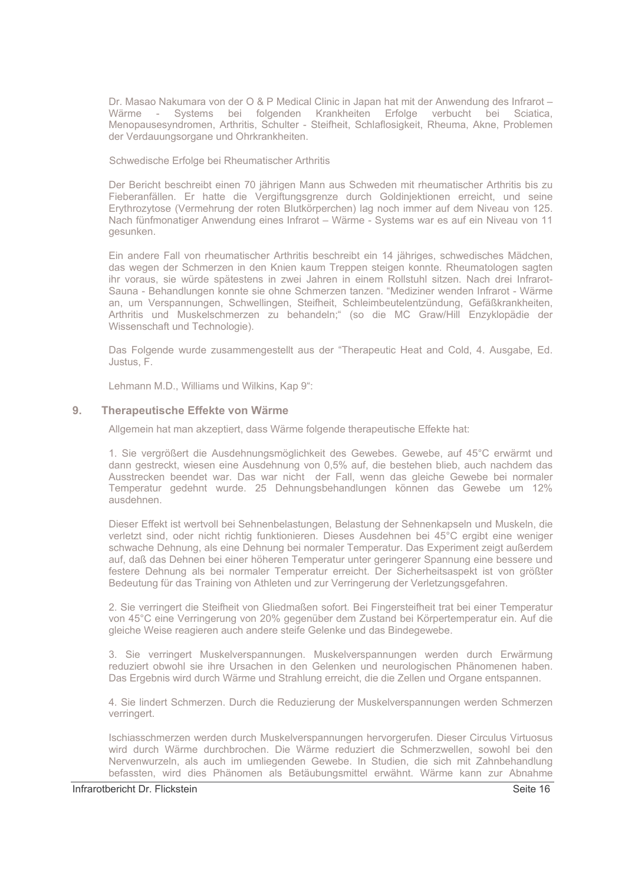Dr. Masao Nakumara von der O & P Medical Clinic in Japan hat mit der Anwendung des Infrarot – Wärme - Systems bei folgenden Krankheiten Erfolge verbucht bei Sciatica, Menopausesyndromen, Arthritis, Schulter - Steifheit, Schlaflosigkeit, Rheuma, Akne, Problemen der Verdauungsorgane und Ohrkrankheiten.

Schwedische Erfolge bei Rheumatischer Arthritis

Der Bericht beschreibt einen 70 jährigen Mann aus Schweden mit rheumatischer Arthritis bis zu Fieberanfällen. Er hatte die Vergiftungsgrenze durch Goldinjektionen erreicht, und seine Erythrozytose (Vermehrung der roten Blutkörperchen) lag noch immer auf dem Niveau von 125. Nach fünfmonatiger Anwendung eines Infrarot – Wärme - Systems war es auf ein Niveau von 11 gesunken.

Ein andere Fall von rheumatischer Arthritis beschreibt ein 14 jähriges, schwedisches Mädchen, das wegen der Schmerzen in den Knien kaum Treppen steigen konnte. Rheumatologen sagten ihr voraus, sie würde spätestens in zwei Jahren in einem Rollstuhl sitzen. Nach drei Infrarot-Sauna - Behandlungen konnte sie ohne Schmerzen tanzen. "Mediziner wenden Infrarot - Wärme an, um Verspannungen, Schwellingen, Steifheit, Schleimbeutelentzündung, Gefäßkrankheiten, Arthritis und Muskelschmerzen zu behandeln;" (so die MC Graw/Hill Enzyklopädie der Wissenschaft und Technologie).

Das Folgende wurde zusammengestellt aus der "Therapeutic Heat and Cold, 4. Ausgabe, Ed. Justus, F.

Lehmann M.D., Williams und Wilkins, Kap 9":

## 9. Therapeutische Effekte von Wärme

Allgemein hat man akzeptiert, dass Wärme folgende therapeutische Effekte hat:

1. Sie vergrößert die Ausdehnungsmöglichkeit des Gewebes. Gewebe, auf 45°C erwärmt und dann gestreckt, wiesen eine Ausdehnung von 0,5% auf, die bestehen blieb, auch nachdem das Ausstrecken beendet war. Das war nicht der Fall, wenn das gleiche Gewebe bei normaler Temperatur gedehnt wurde. 25 Dehnungsbehandlungen können das Gewebe um 12% ausdehnen.

Dieser Effekt ist wertvoll bei Sehnenbelastungen, Belastung der Sehnenkapseln und Muskeln, die verletzt sind, oder nicht richtig funktionieren. Dieses Ausdehnen bei 45°C ergibt eine weniger schwache Dehnung, als eine Dehnung bei normaler Temperatur. Das Experiment zeigt außerdem auf, daß das Dehnen bei einer höheren Temperatur unter geringerer Spannung eine bessere und festere Dehnung als bei normaler Temperatur erreicht. Der Sicherheitsaspekt ist von größter Bedeutung für das Training von Athleten und zur Verringerung der Verletzungsgefahren.

2. Sie verringert die Steifheit von Gliedmaßen sofort. Bei Fingersteifheit trat bei einer Temperatur von 45°C eine Verringerung von 20% gegenüber dem Zustand bei Körpertemperatur ein. Auf die gleiche Weise reagieren auch andere steife Gelenke und das Bindegewebe.

3. Sie verringert Muskelverspannungen. Muskelverspannungen werden durch Erwärmung reduziert obwohl sie ihre Ursachen in den Gelenken und neurologischen Phänomenen haben. Das Ergebnis wird durch Wärme und Strahlung erreicht, die die Zellen und Organe entspannen.

4. Sie lindert Schmerzen. Durch die Reduzierung der Muskelverspannungen werden Schmerzen verringert.

Ischiasschmerzen werden durch Muskelverspannungen hervorgerufen. Dieser Circulus Virtuosus wird durch Wärme durchbrochen. Die Wärme reduziert die Schmerzwellen, sowohl bei den Nervenwurzeln, als auch im umliegenden Gewebe. In Studien, die sich mit Zahnbehandlung befassten, wird dies Phänomen als Betäubungsmittel erwähnt. Wärme kann zur Abnahme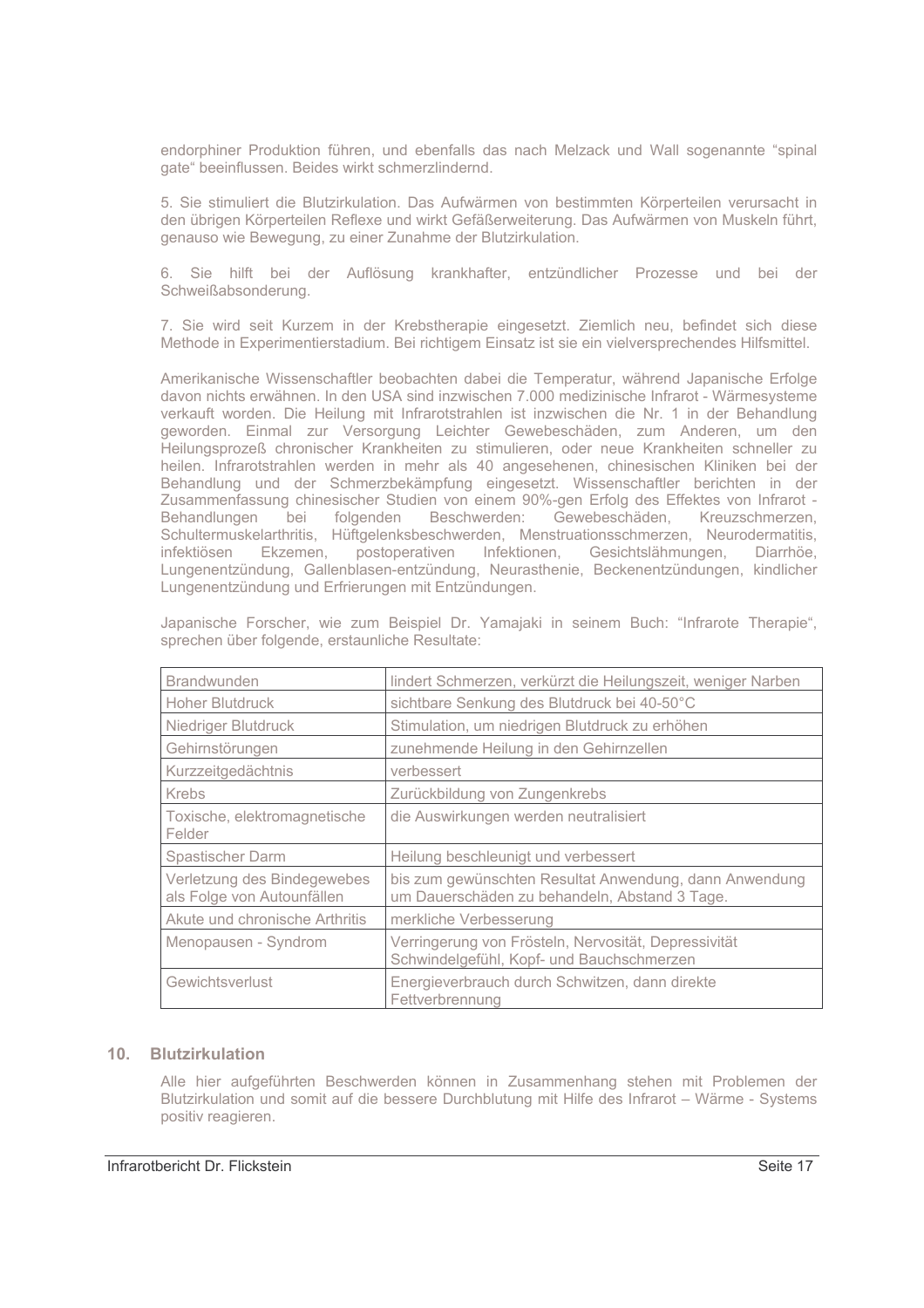endorphiner Produktion führen, und ebenfalls das nach Melzack und Wall sogenannte “spinal gate“ beeinflussen. Beides wirkt schmerzlindernd.

5. Sie stimuliert die Blutzirkulation. Das Aufwärmen von bestimmten Körperteilen verursacht in den übrigen Körperteilen Reflexe und wirkt Gefäßerweiterung. Das Aufwärmen von Muskeln führt, genauso wie Bewegung, zu einer Zunahme der Blutzirkulation.

6. Sie hilft bei der Auflösung krankhafter, entzündlicher Prozesse und bei der Schweißabsonderung.

7. Sie wird seit Kurzem in der Krebstherapie eingesetzt. Ziemlich neu, befindet sich diese Methode in Experimentierstadium. Bei richtigem Einsatz ist sie ein vielversprechendes Hilfsmittel.

Amerikanische Wissenschaftler beobachten dabei die Temperatur, während Japanische Erfolge davon nichts erwähnen. In den USA sind inzwischen 7.000 medizinische Infrarot - Wärmesysteme verkauft worden. Die Heilung mit Infrarotstrahlen ist inzwischen die Nr. 1 in der Behandlung geworden. Einmal zur Versorgung Leichter Gewebeschäden, zum Anderen, um den Heilungsprozeß chronischer Krankheiten zu stimulieren, oder neue Krankheiten schneller zu heilen. Infrarotstrahlen werden in mehr als 40 angesehenen, chinesischen Kliniken bei der Behandlung und der Schmerzbekämpfung eingesetzt. Wissenschaftler berichten in der Zusammenfassung chinesischer Studien von einem 90%-gen Erfolg des Effektes von Infrarot - Behandlungen bei folgenden Beschwerden: Gewebeschäden, Kreuzschmerzen, Schultermuskelarthritis, Hüftgelenksbeschwerden, Menstruationsschmerzen, Neurodermatitis, infektiösen Ekzemen, postoperativen Infektionen, Gesichtslähmungen, Diarrhöe, Lungenentzündung, Gallenblasen-entzündung, Neurasthenie, Beckenentzündungen, kindlicher Lungenentzündung und Erfrierungen mit Entzündungen.

Japanische Forscher, wie zum Beispiel Dr. Yamajaki in seinem Buch: “Infrarote Therapie“, sprechen über folgende, erstaunliche Resultate:

| | |
|---|---|
| Brandwunden | lindert Schmerzen, verkürzt die Heilungszeit, weniger Narben |
| Hoher Blutdruck | sichtbare Senkung des Blutdruck bei 40-50°C |
| Niedriger Blutdruck | Stimulation, um niedrigen Blutdruck zu erhöhen |
| Gehirnstörungen | zunehmende Heilung in den Gehirnzellen |
| Kurzzeitgedächtnis | verbessert |
| Krebs | Zurückbildung von Zungenkrebs |
| Toxische, elektromagnetische Felder | die Auswirkungen werden neutralisiert |
| Spastischer Darm | Heilung beschleunigt und verbessert |
| Verletzung des Bindegewebes als Folge von Autounfällen | bis zum gewünschten Resultat Anwendung, dann Anwendung um Dauerschäden zu behandeln, Abstand 3 Tage. |
| Akute und chronische Arthritis | merkliche Verbesserung |
| Menopausen - Syndrom | Verringerung von Frösteln, Nervosität, Depressivität Schwindelgefühl, Kopf- und Bauchschmerzen |
| Gewichtsverlust | Energieverbrauch durch Schwitzen, dann direkte Fettverbrennung |

## 10. Blutzirkulation

Alle hier aufgeführten Beschwerden können in Zusammenhang stehen mit Problemen der Blutzirkulation und somit auf die bessere Durchblutung mit Hilfe des Infrarot – Wärme - Systems positiv reagieren.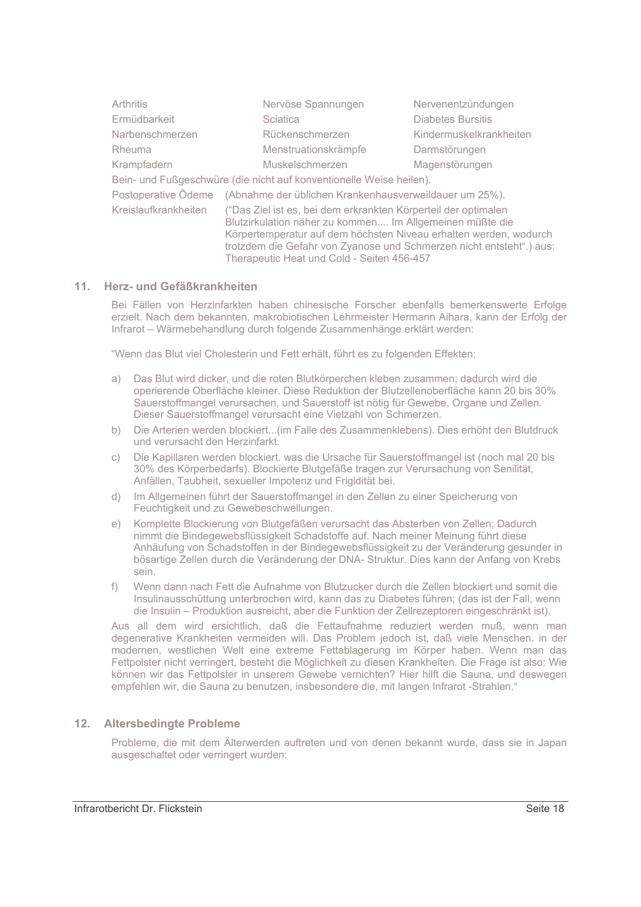| | | |
|---|---|---|
| Arthritis | Nervöse Spannungen | Nervenentzündungen |
| Ermüdbarkeit | Sciatica | Diabetes Bursitis |
| Narbenschmerzen | Rückenschmerzen | Kindermuskelkrankheiten |
| Rheuma | Menstruationskrämpfe | Darmstörungen |
| Krampfadern | Muskelschmerzen | Magenstörungen |

Bein- und Fußgeschwüre (die nicht auf konventionelle Weise heilen).

Postoperative Ödeme (Abnahme der üblichen Krankenhausverweildauer um 25%).

Kreislaufkrankheiten ("Das Ziel ist es, bei dem erkrankten Körperteil der optimalen Blutzirkulation näher zu kommen.... Im Allgemeinen müßte die Körpertemperatur auf dem höchsten Niveau erhalten werden, wodurch trotzdem die Gefahr von Zyanose und Schmerzen nicht entsteht".) aus: Therapeutic Heat and Cold - Seiten 456-457

## 11. Herz- und Gefäßkrankheiten

Bei Fällen von Herzinfarkten haben chinesische Forscher ebenfalls bemerkenswerte Erfolge erzielt. Nach dem bekannten, makrobiotischen Lehrmeister Hermann Aihara, kann der Erfolg der Infrarot – Wärmebehandlung durch folgende Zusammenhänge erklärt werden:

"Wenn das Blut viel Cholesterin und Fett erhält, führt es zu folgenden Effekten:

a) Das Blut wird dicker, und die roten Blutkörperchen kleben zusammen; dadurch wird die operierende Oberfläche kleiner. Diese Reduktion der Blutzellenoberfläche kann 20 bis 30% Sauerstoffmangel verursachen, und Sauerstoff ist nötig für Gewebe, Organe und Zellen. Dieser Sauerstoffmangel verursacht eine Vielzahl von Schmerzen.

b) Die Arterien werden blockiert...(im Falle des Zusammenklebens). Dies erhöht den Blutdruck und verursacht den Herzinfarkt.

c) Die Kapillaren werden blockiert. was die Ursache für Sauerstoffmangel ist (noch mal 20 bis 30% des Körperbedarfs). Blockierte Blutgefäße tragen zur Verursachung von Senilität, Anfällen, Taubheit, sexueller Impotenz und Frigidität bei.

d) Im Allgemeinen führt der Sauerstoffmangel in den Zellen zu einer Speicherung von Feuchtigkeit und zu Gewebeschwellungen.

e) Komplette Blockierung von Blutgefäßen verursacht das Absterben von Zellen; Dadurch nimmt die Bindegewebsflüssigkeit Schadstoffe auf. Nach meiner Meinung führt diese Anhäufung von Schadstoffen in der Bindegewebsflüssigkeit zu der Veränderung gesunder in bösartige Zellen durch die Veränderung der DNA- Struktur. Dies kann der Anfang von Krebs sein.

f) Wenn dann nach Fett die Aufnahme von Blutzucker durch die Zellen blockiert und somit die Insulinausschüttung unterbrochen wird, kann das zu Diabetes führen; (das ist der Fall, wenn die Insulin – Produktion ausreicht, aber die Funktion der Zellrezeptoren eingeschränkt ist).

Aus all dem wird ersichtlich, daß die Fettaufnahme reduziert werden muß, wenn man degenerative Krankheiten vermeiden will. Das Problem jedoch ist, daß viele Menschen. in der modernen, westlichen Welt eine extreme Fettablagerung im Körper haben. Wenn man das Fettpolster nicht verringert, besteht die Möglichkeit zu diesen Krankheiten. Die Frage ist also: Wie können wir das Fettpolster in unserem Gewebe vernichten? Hier hilft die Sauna, und deswegen empfehlen wir, die Sauna zu benutzen, insbesondere die, mit langen Infrarot -Strahlen."

## 12. Altersbedingte Probleme

Probleme, die mit dem Älterwerden auftreten und von denen bekannt wurde, dass sie in Japan ausgeschaltet oder verringert wurden: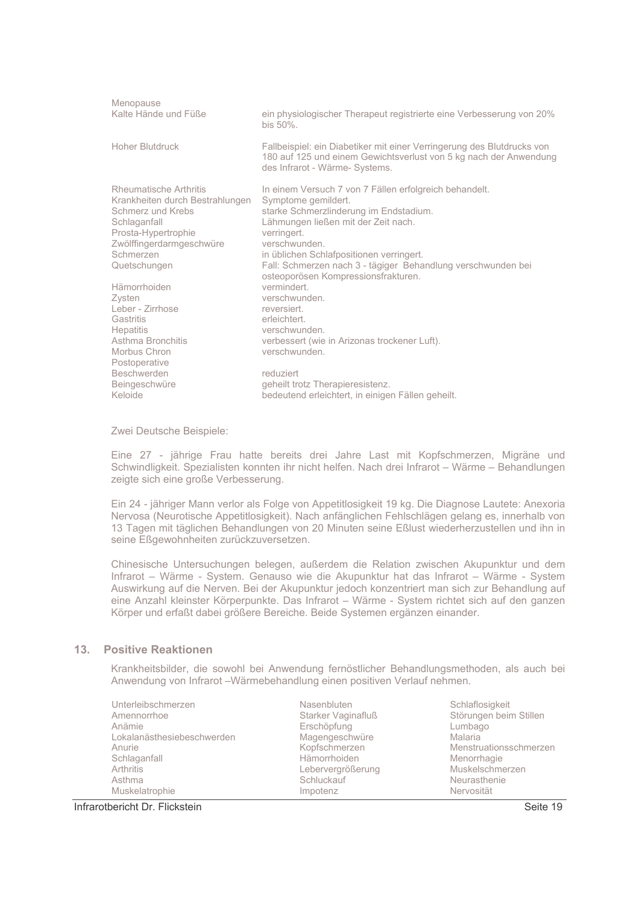| | |
|---|---|
| Menopause | |
| Kalte Hände und Füße | ein physiologischer Therapeut registrierte eine Verbesserung von 20% bis 50%. |
| Hoher Blutdruck | Fallbeispiel: ein Diabetiker mit einer Verringerung des Blutdrucks von 180 auf 125 und einem Gewichtsverlust von 5 kg nach der Anwendung des Infrarot - Wärme- Systems. |
| Rheumatische Arthritis | In einem Versuch 7 von 7 Fällen erfolgreich behandelt. |
| Krankheiten durch Bestrahlungen | Symptome gemildert. |
| Schmerz und Krebs | starke Schmerzlinderung im Endstadium. |
| Schlaganfall | Lähmungen ließen mit der Zeit nach. |
| Prosta-Hypertrophie | verringert. |
| Zwölffingerdarmgeschwüre | verschwunden. |
| Schmerzen | in üblichen Schlafpositionen verringert. |
| Quetschungen | Fall: Schmerzen nach 3 - tägiger Behandlung verschwunden bei osteoporösen Kompressionsfrakturen. |
| Hämorrhoiden | vermindert. |
| Zysten | verschwunden. |
| Leber - Zirrhose | reversiert. |
| Gastritis | erleichtert. |
| Hepatitis | verschwunden. |
| Asthma Bronchitis | verbessert (wie in Arizonas trockener Luft). |
| Morbus Chron | verschwunden. |
| Postoperative Beschwerden | reduziert |
| Beingeschwüre | geheilt trotz Therapieresistenz. |
| Keloide | bedeutend erleichtert, in einigen Fällen geheilt. |

Zwei Deutsche Beispiele:

Eine 27 - jährige Frau hatte bereits drei Jahre Last mit Kopfschmerzen, Migräne und Schwindligkeit. Spezialisten konnten ihr nicht helfen. Nach drei Infrarot – Wärme – Behandlungen zeigte sich eine große Verbesserung.

Ein 24 - jähriger Mann verlor als Folge von Appetitlosigkeit 19 kg. Die Diagnose Lautete: Anexoria Nervosa (Neurotische Appetitlosigkeit). Nach anfänglichen Fehlschlägen gelang es, innerhalb von 13 Tagen mit täglichen Behandlungen von 20 Minuten seine Eßlust wiederherzustellen und ihn in seine Eßgewohnheiten zurückzuversetzen.

Chinesische Untersuchungen belegen, außerdem die Relation zwischen Akupunktur und dem Infrarot – Wärme - System. Genauso wie die Akupunktur hat das Infrarot – Wärme - System Auswirkung auf die Nerven. Bei der Akupunktur jedoch konzentriert man sich zur Behandlung auf eine Anzahl kleinster Körperpunkte. Das Infrarot – Wärme - System richtet sich auf den ganzen Körper und erfaßt dabei größere Bereiche. Beide Systemen ergänzen einander.

## 13. Positive Reaktionen

Krankheitsbilder, die sowohl bei Anwendung fernöstlicher Behandlungsmethoden, als auch bei Anwendung von Infrarot –Wärmebehandlung einen positiven Verlauf nehmen.

| | | |
|---|---|---|
| Unterleibschmerzen | Nasenbluten | Schlaflosigkeit |
| Amennorrhoe | Starker Vaginafluß | Störungen beim Stillen |
| Anämie | Erschöpfung | Lumbago |
| Lokalanästhesiebeschwerden | Magengeschwüre | Malaria |
| Anurie | Kopfschmerzen | Menstruationsschmerzen |
| Schlaganfall | Hämorrhoiden | Menorrhagie |
| Arthritis | Lebervergrößerung | Muskelschmerzen |
| Asthma | Schluckauf | Neurasthenie |
| Muskelatrophie | Impotenz | Nervosität |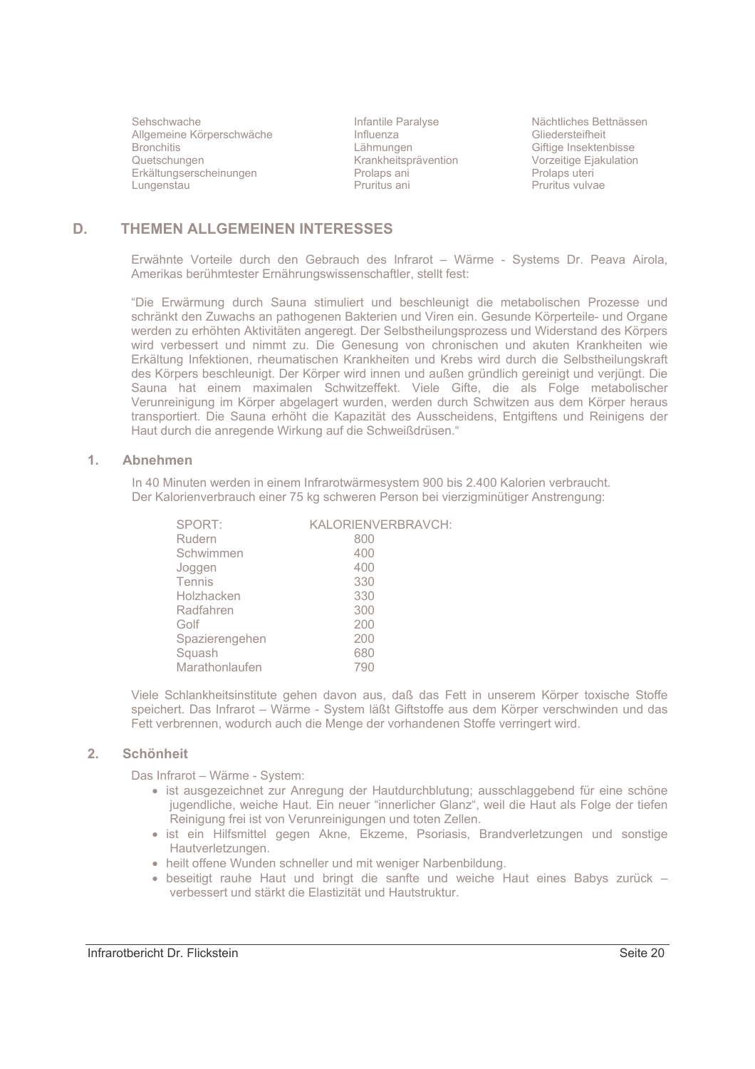| | | |
|---|---|---|
| Sehschwache | Infantile Paralyse | Nächtliches Bettnässen |
| Allgemeine Körperschwäche | Influenza | Gliedersteifheit |
| Bronchitis | Lähmungen | Giftige Insektenbisse |
| Quetschungen | Krankheitsprävention | Vorzeitige Ejakulation |
| Erkältungserscheinungen | Prolaps ani | Prolaps uteri |
| Lungenstau | Pruritus ani | Pruritus vulvae |

## D. THEMEN ALLGEMEINEN INTERESSES

Erwähnte Vorteile durch den Gebrauch des Infrarot – Wärme - Systems Dr. Peava Airola, Amerikas berühmtester Ernährungswissenschaftler, stellt fest:

“Die Erwärmung durch Sauna stimuliert und beschleunigt die metabolischen Prozesse und schränkt den Zuwachs an pathogenen Bakterien und Viren ein. Gesunde Körperteile- und Organe werden zu erhöhten Aktivitäten angeregt. Der Selbstheilungsprozess und Widerstand des Körpers wird verbessert und nimmt zu. Die Genesung von chronischen und akuten Krankheiten wie Erkältung Infektionen, rheumatischen Krankheiten und Krebs wird durch die Selbstheilungskraft des Körpers beschleunigt. Der Körper wird innen und außen gründlich gereinigt und verjüngt. Die Sauna hat einem maximalen Schwitzeffekt. Viele Gifte, die als Folge metabolischer Verunreinigung im Körper abgelagert wurden, werden durch Schwitzen aus dem Körper heraus transportiert. Die Sauna erhöht die Kapazität des Ausscheidens, Entgiftens und Reinigens der Haut durch die anregende Wirkung auf die Schweißdrüsen.“

### 1. Abnehmen

In 40 Minuten werden in einem Infrarotwärmesystem 900 bis 2.400 Kalorien verbraucht.
Der Kalorienverbrauch einer 75 kg schweren Person bei vierzigminütiger Anstrengung:

| SPORT: | KALORIENVERBRAVCH: |
|---|---|
| Rudern | 800 |
| Schwimmen | 400 |
| Joggen | 400 |
| Tennis | 330 |
| Holzhacken | 330 |
| Radfahren | 300 |
| Golf | 200 |
| Spazierengehen | 200 |
| Squash | 680 |
| Marathonlaufen | 790 |

Viele Schlankheitsinstitute gehen davon aus, daß das Fett in unserem Körper toxische Stoffe speichert. Das Infrarot – Wärme - System läßt Giftstoffe aus dem Körper verschwinden und das Fett verbrennen, wodurch auch die Menge der vorhandenen Stoffe verringert wird.

### 2. Schönheit

Das Infrarot – Wärme - System:

- ist ausgezeichnet zur Anregung der Hautdurchblutung; ausschlaggebend für eine schöne jugendliche, weiche Haut. Ein neuer “innerlicher Glanz“, weil die Haut als Folge der tiefen Reinigung frei ist von Verunreinigungen und toten Zellen.
- ist ein Hilfsmittel gegen Akne, Ekzeme, Psoriasis, Brandverletzungen und sonstige Hautverletzungen.
- heilt offene Wunden schneller und mit weniger Narbenbildung.
- beseitigt rauhe Haut und bringt die sanfte und weiche Haut eines Babys zurück – verbessert und stärkt die Elastizität und Hautstruktur.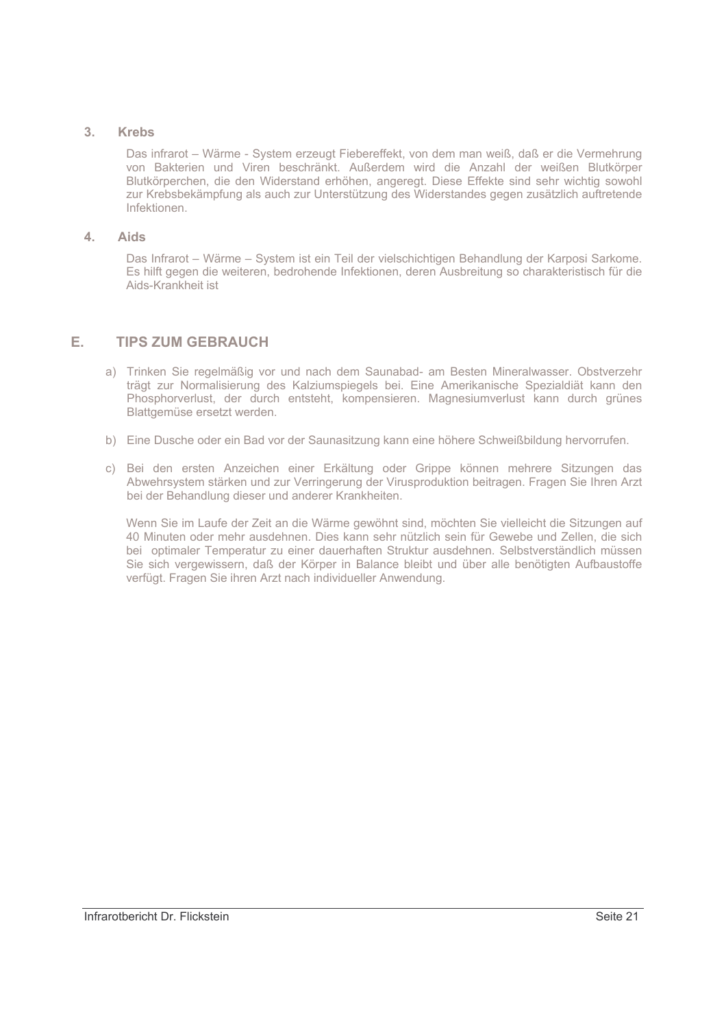### 3. Krebs

Das infrarot – Wärme - System erzeugt Fiebereffekt, von dem man weiß, daß er die Vermehrung von Bakterien und Viren beschränkt. Außerdem wird die Anzahl der weißen Blutkörper Blutkörperchen, die den Widerstand erhöhen, angeregt. Diese Effekte sind sehr wichtig sowohl zur Krebsbekämpfung als auch zur Unterstützung des Widerstandes gegen zusätzlich auftretende Infektionen.

### 4. Aids

Das Infrarot – Wärme – System ist ein Teil der vielschichtigen Behandlung der Karposi Sarkome. Es hilft gegen die weiteren, bedrohende Infektionen, deren Ausbreitung so charakteristisch für die Aids-Krankheit ist

## E. TIPS ZUM GEBRAUCH

a) Trinken Sie regelmäßig vor und nach dem Saunabad- am Besten Mineralwasser. Obstverzehr trägt zur Normalisierung des Kalziumspiegels bei. Eine Amerikanische Spezialdiät kann den Phosphorverlust, der durch entsteht, kompensieren. Magnesiumverlust kann durch grünes Blattgemüse ersetzt werden.

b) Eine Dusche oder ein Bad vor der Saunasitzung kann eine höhere Schweißbildung hervorrufen.

c) Bei den ersten Anzeichen einer Erkältung oder Grippe können mehrere Sitzungen das Abwehrsystem stärken und zur Verringerung der Virusproduktion beitragen. Fragen Sie Ihren Arzt bei der Behandlung dieser und anderer Krankheiten.

   Wenn Sie im Laufe der Zeit an die Wärme gewöhnt sind, möchten Sie vielleicht die Sitzungen auf 40 Minuten oder mehr ausdehnen. Dies kann sehr nützlich sein für Gewebe und Zellen, die sich bei optimaler Temperatur zu einer dauerhaften Struktur ausdehnen. Selbstverständlich müssen Sie sich vergewissern, daß der Körper in Balance bleibt und über alle benötigten Aufbaustoffe verfügt. Fragen Sie ihren Arzt nach individueller Anwendung.